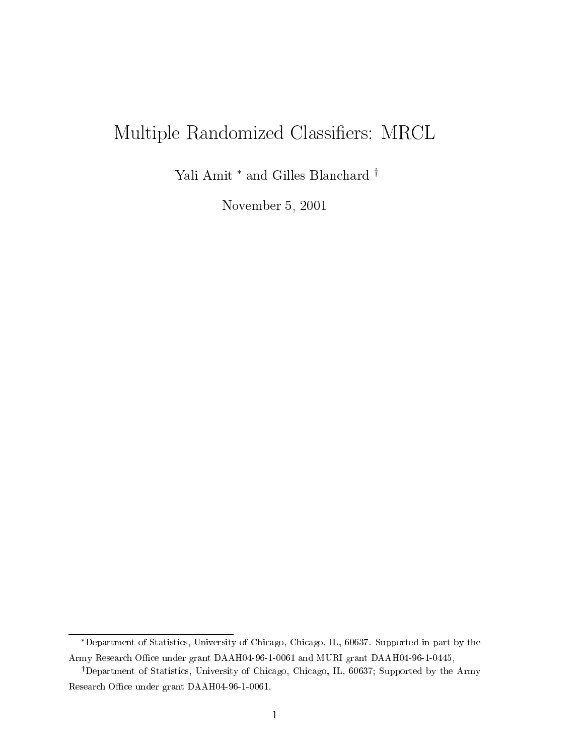# Multiple Randomized Classifiers: MRCL

Yali Amit [*] and Gilles Blanchard [†]

November 5, 2001

---

[*]Department of Statistics, University of Chicago, Chicago, IL, 60637. Supported in part by the Army Research Office under grant DAAH04-96-1-0061 and MURI grant DAAH04-96-1-0445,

[†]Department of Statistics, University of Chicago, Chicago, IL, 60637; Supported by the Army Research Office under grant DAAH04-96-1-0061.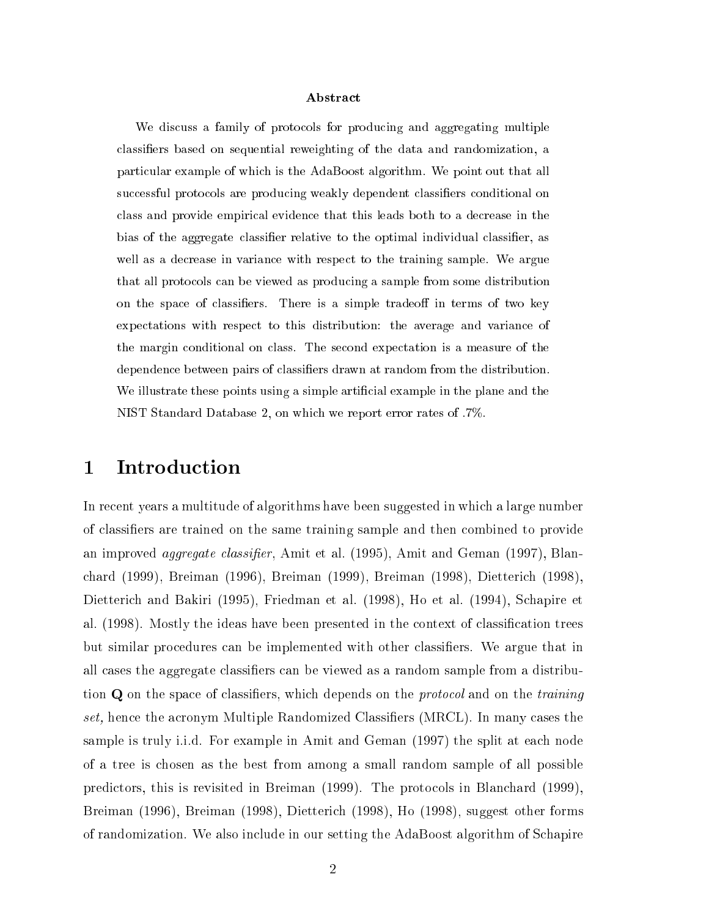**Abstract**

We discuss a family of protocols for producing and aggregating multiple classifiers based on sequential reweighting of the data and randomization, a particular example of which is the AdaBoost algorithm. We point out that all successful protocols are producing weakly dependent classifiers conditional on class and provide empirical evidence that this leads both to a decrease in the bias of the aggregate classifier relative to the optimal individual classifier, as well as a decrease in variance with respect to the training sample. We argue that all protocols can be viewed as producing a sample from some distribution on the space of classifiers. There is a simple tradeoff in terms of two key expectations with respect to this distribution: the average and variance of the margin conditional on class. The second expectation is a measure of the dependence between pairs of classifiers drawn at random from the distribution. We illustrate these points using a simple artificial example in the plane and the NIST Standard Database 2, on which we report error rates of .7%.

# 1 Introduction

In recent years a multitude of algorithms have been suggested in which a large number of classifiers are trained on the same training sample and then combined to provide an improved *aggregate classifier*, Amit et al. (1995), Amit and Geman (1997), Blanchard (1999), Breiman (1996), Breiman (1999), Breiman (1998), Dietterich (1998), Dietterich and Bakiri (1995), Friedman et al. (1998), Ho et al. (1994), Schapire et al. (1998). Mostly the ideas have been presented in the context of classification trees but similar procedures can be implemented with other classifiers. We argue that in all cases the aggregate classifiers can be viewed as a random sample from a distribution $\mathbf{Q}$ on the space of classifiers, which depends on the *protocol* and on the *training set,* hence the acronym Multiple Randomized Classifiers (MRCL). In many cases the sample is truly i.i.d. For example in Amit and Geman (1997) the split at each node of a tree is chosen as the best from among a small random sample of all possible predictors, this is revisited in Breiman (1999). The protocols in Blanchard (1999), Breiman (1996), Breiman (1998), Dietterich (1998), Ho (1998), suggest other forms of randomization. We also include in our setting the AdaBoost algorithm of Schapire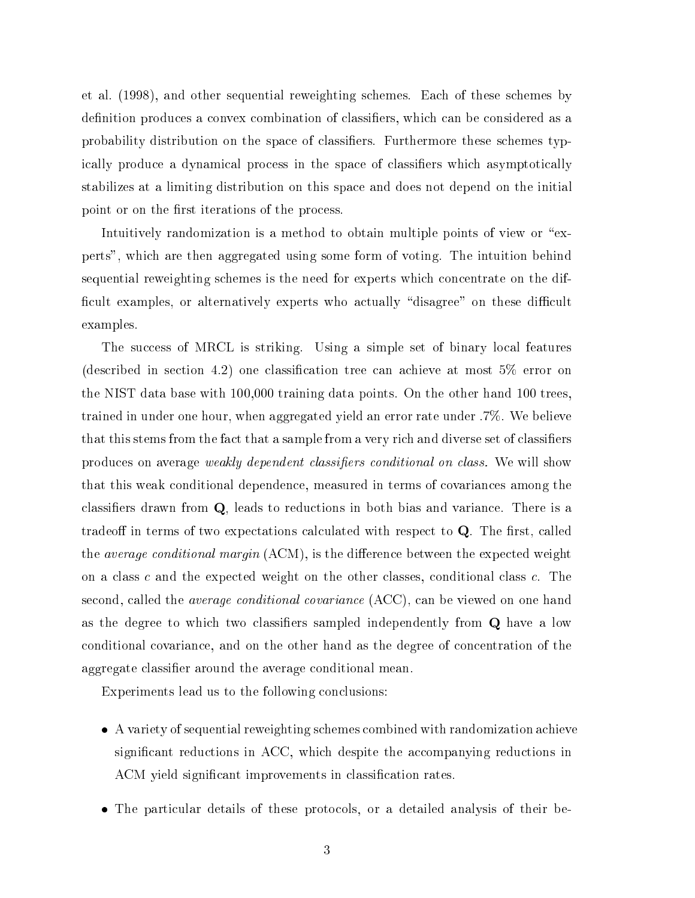et al. (1998), and other sequential reweighting schemes. Each of these schemes by definition produces a convex combination of classifiers, which can be considered as a probability distribution on the space of classifiers. Furthermore these schemes typically produce a dynamical process in the space of classifiers which asymptotically stabilizes at a limiting distribution on this space and does not depend on the initial point or on the first iterations of the process.

Intuitively randomization is a method to obtain multiple points of view or "experts", which are then aggregated using some form of voting. The intuition behind sequential reweighting schemes is the need for experts which concentrate on the difficult examples, or alternatively experts who actually "disagree" on these difficult examples.

The success of MRCL is striking. Using a simple set of binary local features (described in section 4.2) one classification tree can achieve at most 5% error on the NIST data base with 100,000 training data points. On the other hand 100 trees, trained in under one hour, when aggregated yield an error rate under .7%. We believe that this stems from the fact that a sample from a very rich and diverse set of classifiers produces on average *weakly dependent classifiers conditional on class*. We will show that this weak conditional dependence, measured in terms of covariances among the classifiers drawn from $\mathbf{Q}$, leads to reductions in both bias and variance. There is a tradeoff in terms of two expectations calculated with respect to $\mathbf{Q}$. The first, called the *average conditional margin* (ACM), is the difference between the expected weight on a class $c$ and the expected weight on the other classes, conditional class $c$. The second, called the *average conditional covariance* (ACC), can be viewed on one hand as the degree to which two classifiers sampled independently from $\mathbf{Q}$ have a low conditional covariance, and on the other hand as the degree of concentration of the aggregate classifier around the average conditional mean.

Experiments lead us to the following conclusions:

- A variety of sequential reweighting schemes combined with randomization achieve significant reductions in ACC, which despite the accompanying reductions in ACM yield significant improvements in classification rates.
- The particular details of these protocols, or a detailed analysis of their be-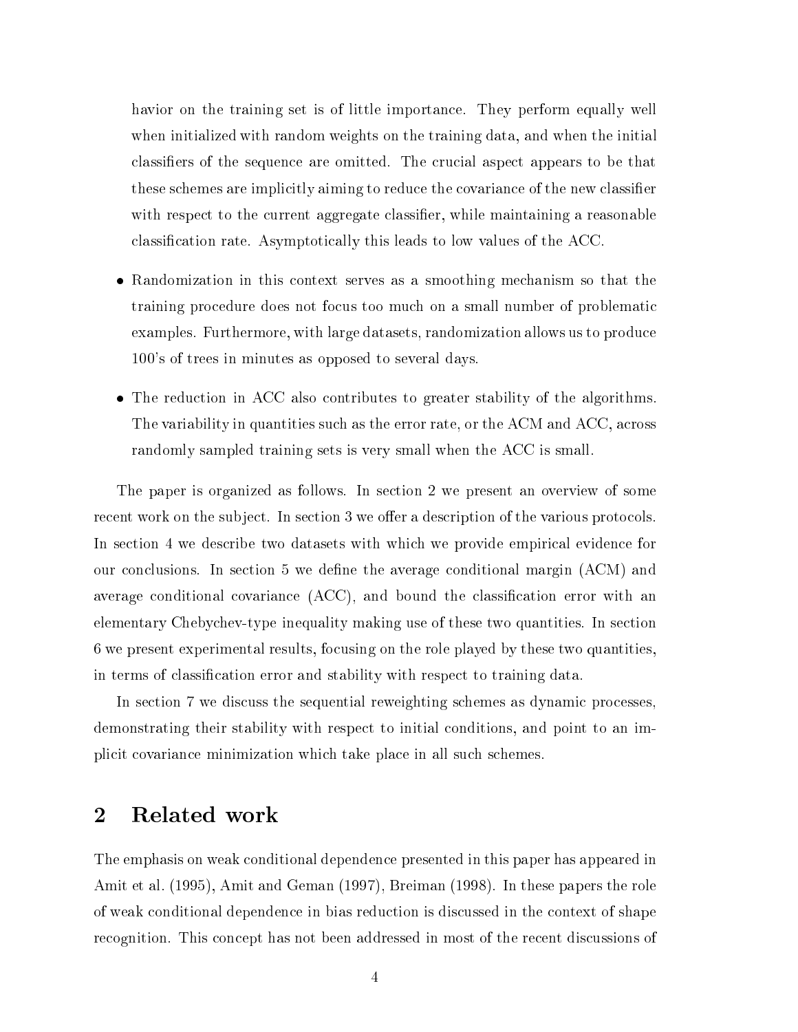havior on the training set is of little importance. They perform equally well when initialized with random weights on the training data, and when the initial classifiers of the sequence are omitted. The crucial aspect appears to be that these schemes are implicitly aiming to reduce the covariance of the new classifier with respect to the current aggregate classifier, while maintaining a reasonable classification rate. Asymptotically this leads to low values of the ACC.

- Randomization in this context serves as a smoothing mechanism so that the training procedure does not focus too much on a small number of problematic examples. Furthermore, with large datasets, randomization allows us to produce 100's of trees in minutes as opposed to several days.
- The reduction in ACC also contributes to greater stability of the algorithms. The variability in quantities such as the error rate, or the ACM and ACC, across randomly sampled training sets is very small when the ACC is small.

The paper is organized as follows. In section 2 we present an overview of some recent work on the subject. In section 3 we offer a description of the various protocols. In section 4 we describe two datasets with which we provide empirical evidence for our conclusions. In section 5 we define the average conditional margin (ACM) and average conditional covariance (ACC), and bound the classification error with an elementary Chebychev-type inequality making use of these two quantities. In section 6 we present experimental results, focusing on the role played by these two quantities, in terms of classification error and stability with respect to training data.

In section 7 we discuss the sequential reweighting schemes as dynamic processes, demonstrating their stability with respect to initial conditions, and point to an implicit covariance minimization which take place in all such schemes.

## 2 Related work

The emphasis on weak conditional dependence presented in this paper has appeared in Amit et al. (1995), Amit and Geman (1997), Breiman (1998). In these papers the role of weak conditional dependence in bias reduction is discussed in the context of shape recognition. This concept has not been addressed in most of the recent discussions of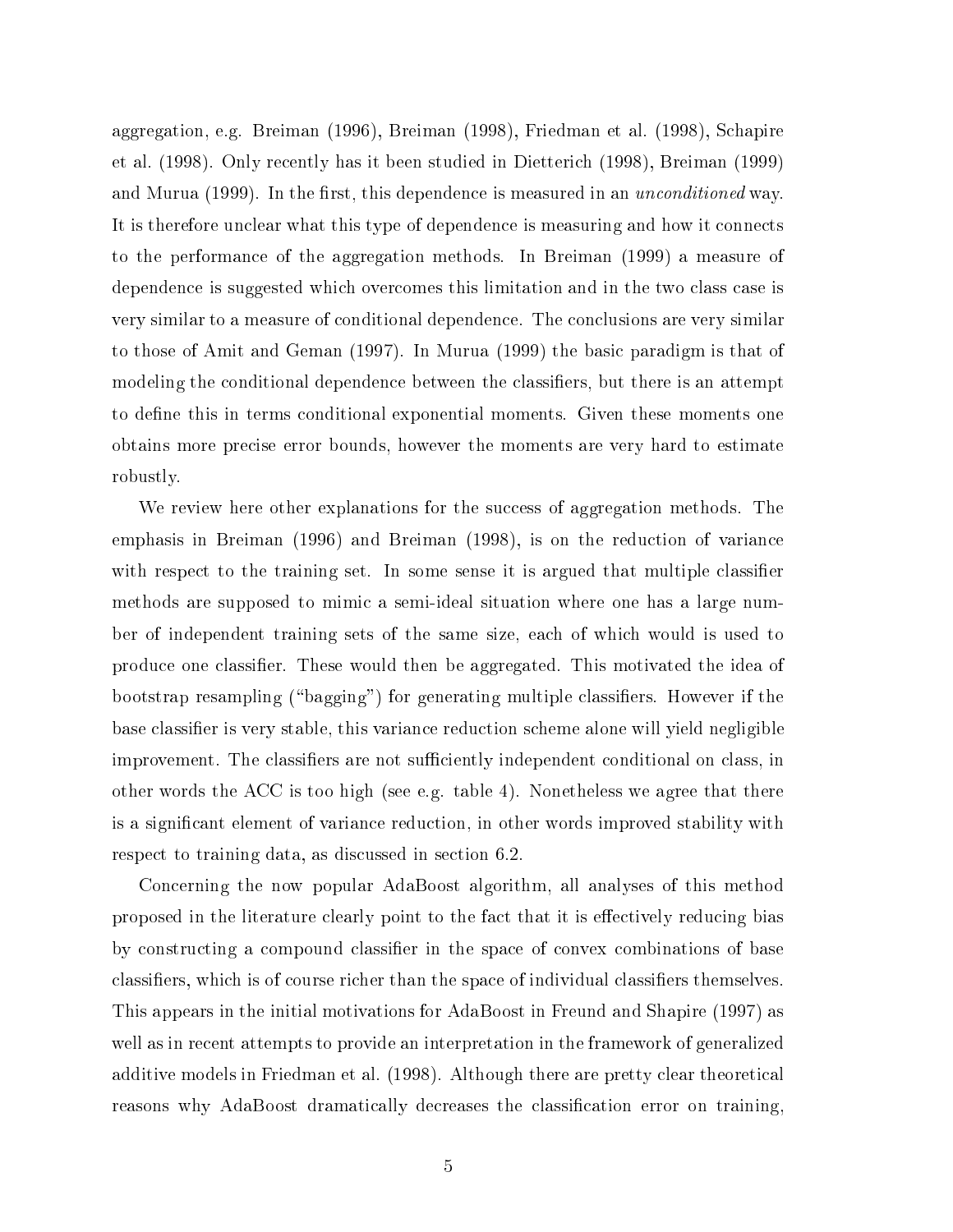aggregation, e.g. Breiman (1996), Breiman (1998), Friedman et al. (1998), Schapire et al. (1998). Only recently has it been studied in Dietterich (1998), Breiman (1999) and Murua (1999). In the first, this dependence is measured in an *unconditioned* way. It is therefore unclear what this type of dependence is measuring and how it connects to the performance of the aggregation methods. In Breiman (1999) a measure of dependence is suggested which overcomes this limitation and in the two class case is very similar to a measure of conditional dependence. The conclusions are very similar to those of Amit and Geman (1997). In Murua (1999) the basic paradigm is that of modeling the conditional dependence between the classifiers, but there is an attempt to define this in terms conditional exponential moments. Given these moments one obtains more precise error bounds, however the moments are very hard to estimate robustly.

We review here other explanations for the success of aggregation methods. The emphasis in Breiman (1996) and Breiman (1998), is on the reduction of variance with respect to the training set. In some sense it is argued that multiple classifier methods are supposed to mimic a semi-ideal situation where one has a large number of independent training sets of the same size, each of which would is used to produce one classifier. These would then be aggregated. This motivated the idea of bootstrap resampling ("bagging") for generating multiple classifiers. However if the base classifier is very stable, this variance reduction scheme alone will yield negligible improvement. The classifiers are not sufficiently independent conditional on class, in other words the ACC is too high (see e.g. table 4). Nonetheless we agree that there is a significant element of variance reduction, in other words improved stability with respect to training data, as discussed in section 6.2.

Concerning the now popular AdaBoost algorithm, all analyses of this method proposed in the literature clearly point to the fact that it is effectively reducing bias by constructing a compound classifier in the space of convex combinations of base classifiers, which is of course richer than the space of individual classifiers themselves. This appears in the initial motivations for AdaBoost in Freund and Shapire (1997) as well as in recent attempts to provide an interpretation in the framework of generalized additive models in Friedman et al. (1998). Although there are pretty clear theoretical reasons why AdaBoost dramatically decreases the classification error on training,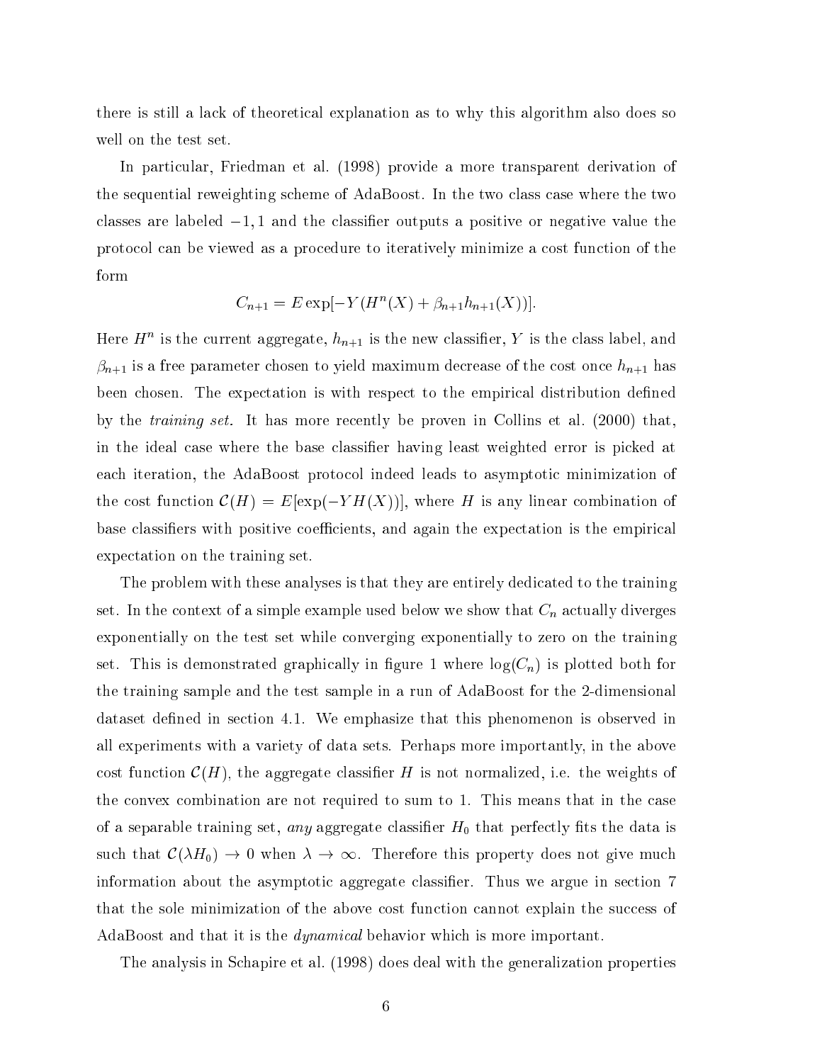there is still a lack of theoretical explanation as to why this algorithm also does so well on the test set.

In particular, Friedman et al. (1998) provide a more transparent derivation of the sequential reweighting scheme of AdaBoost. In the two class case where the two classes are labeled $-1, 1$ and the classifier outputs a positive or negative value the protocol can be viewed as a procedure to iteratively minimize a cost function of the form

$$C_{n+1} = E \exp[-Y(H^n(X) + \beta_{n+1} h_{n+1}(X))].$$

Here $H^n$ is the current aggregate, $h_{n+1}$ is the new classifier, $Y$ is the class label, and $\beta_{n+1}$ is a free parameter chosen to yield maximum decrease of the cost once $h_{n+1}$ has been chosen. The expectation is with respect to the empirical distribution defined by the *training set*. It has more recently be proven in Collins et al. (2000) that, in the ideal case where the base classifier having least weighted error is picked at each iteration, the AdaBoost protocol indeed leads to asymptotic minimization of the cost function $\mathcal{C}(H) = E[\exp(-YH(X))]$, where $H$ is any linear combination of base classifiers with positive coefficients, and again the expectation is the empirical expectation on the training set.

The problem with these analyses is that they are entirely dedicated to the training set. In the context of a simple example used below we show that $C_n$ actually diverges exponentially on the test set while converging exponentially to zero on the training set. This is demonstrated graphically in figure 1 where $\log(C_n)$ is plotted both for the training sample and the test sample in a run of AdaBoost for the 2-dimensional dataset defined in section 4.1. We emphasize that this phenomenon is observed in all experiments with a variety of data sets. Perhaps more importantly, in the above cost function $\mathcal{C}(H)$, the aggregate classifier $H$ is not normalized, i.e. the weights of the convex combination are not required to sum to 1. This means that in the case of a separable training set, *any* aggregate classifier $H_0$ that perfectly fits the data is such that $\mathcal{C}(\lambda H_0) \to 0$ when $\lambda \to \infty$. Therefore this property does not give much information about the asymptotic aggregate classifier. Thus we argue in section 7 that the sole minimization of the above cost function cannot explain the success of AdaBoost and that it is the *dynamical* behavior which is more important.

The analysis in Schapire et al. (1998) does deal with the generalization properties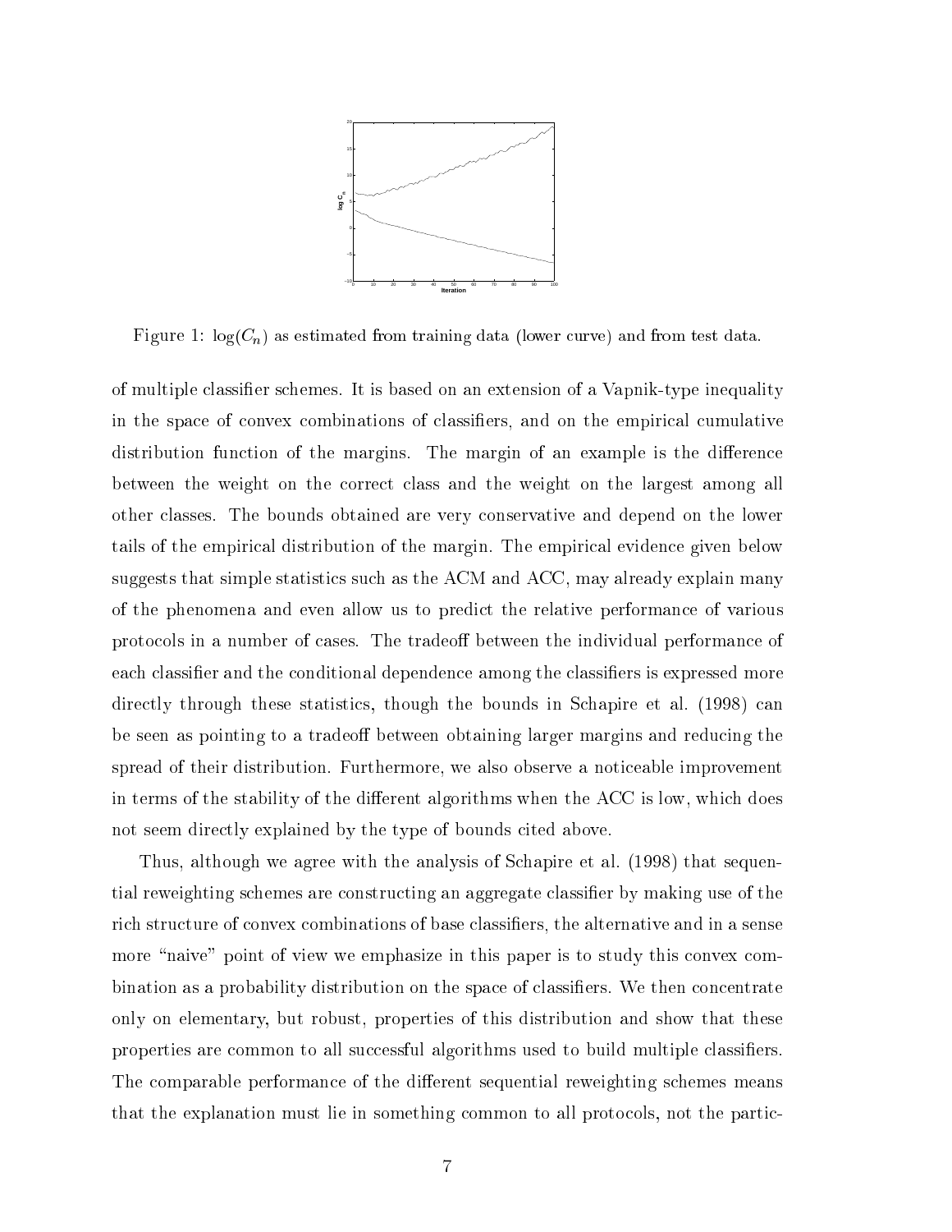20

15

10

5

0

-5

-10

0 10 20 30 40 50 60 70 80 90 100

Iteration

log $C_n$

Figure 1: $\log(C_n)$ as estimated from training data (lower curve) and from test data.

of multiple classifier schemes. It is based on an extension of a Vapnik-type inequality in the space of convex combinations of classifiers, and on the empirical cumulative distribution function of the margins. The margin of an example is the difference between the weight on the correct class and the weight on the largest among all other classes. The bounds obtained are very conservative and depend on the lower tails of the empirical distribution of the margin. The empirical evidence given below suggests that simple statistics such as the ACM and ACC, may already explain many of the phenomena and even allow us to predict the relative performance of various protocols in a number of cases. The tradeoff between the individual performance of each classifier and the conditional dependence among the classifiers is expressed more directly through these statistics, though the bounds in Schapire et al. (1998) can be seen as pointing to a tradeoff between obtaining larger margins and reducing the spread of their distribution. Furthermore, we also observe a noticeable improvement in terms of the stability of the different algorithms when the ACC is low, which does not seem directly explained by the type of bounds cited above.

Thus, although we agree with the analysis of Schapire et al. (1998) that sequential reweighting schemes are constructing an aggregate classifier by making use of the rich structure of convex combinations of base classifiers, the alternative and in a sense more "naive" point of view we emphasize in this paper is to study this convex combination as a probability distribution on the space of classifiers. We then concentrate only on elementary, but robust, properties of this distribution and show that these properties are common to all successful algorithms used to build multiple classifiers. The comparable performance of the different sequential reweighting schemes means that the explanation must lie in something common to all protocols, not the partic-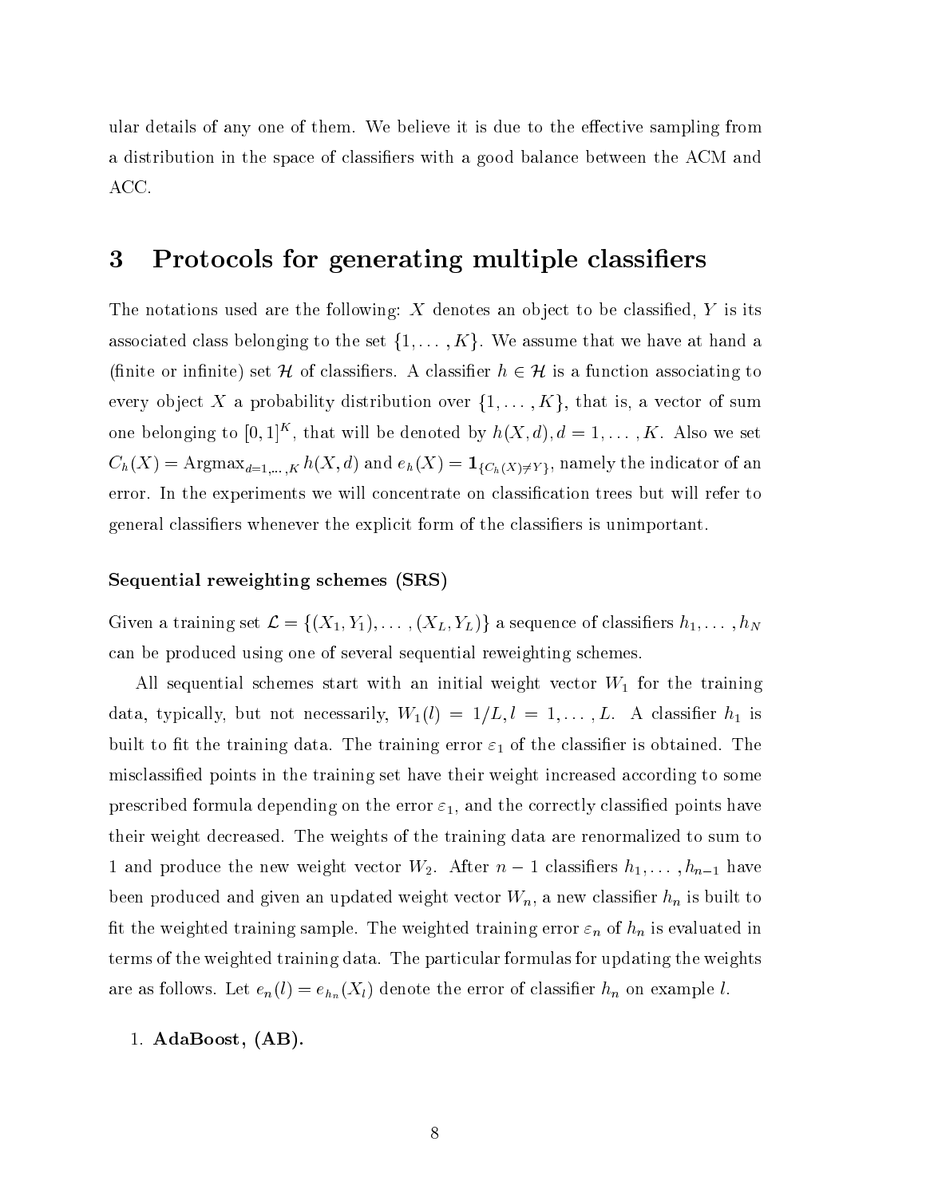ular details of any one of them. We believe it is due to the effective sampling from a distribution in the space of classifiers with a good balance between the ACM and ACC.

# 3 Protocols for generating multiple classifiers

The notations used are the following: $X$ denotes an object to be classified, $Y$ is its associated class belonging to the set $\{1, \ldots, K\}$. We assume that we have at hand a (finite or infinite) set $\mathcal{H}$ of classifiers. A classifier $h \in \mathcal{H}$ is a function associating to every object $X$ a probability distribution over $\{1, \ldots, K\}$, that is, a vector of sum one belonging to $[0, 1]^K$, that will be denoted by $h(X, d), d = 1, \ldots, K$. Also we set $C_h(X) = \text{Argmax}_{d=1,\ldots,K}\, h(X, d)$ and $e_h(X) = \mathbf{1}_{\{C_h(X) \neq Y\}}$, namely the indicator of an error. In the experiments we will concentrate on classification trees but will refer to general classifiers whenever the explicit form of the classifiers is unimportant.

### Sequential reweighting schemes (SRS)

Given a training set $\mathcal{L} = \{(X_1, Y_1), \ldots, (X_L, Y_L)\}$ a sequence of classifiers $h_1, \ldots, h_N$ can be produced using one of several sequential reweighting schemes.

All sequential schemes start with an initial weight vector $W_1$ for the training data, typically, but not necessarily, $W_1(l) = 1/L, l = 1, \ldots, L$. A classifier $h_1$ is built to fit the training data. The training error $\varepsilon_1$ of the classifier is obtained. The misclassified points in the training set have their weight increased according to some prescribed formula depending on the error $\varepsilon_1$, and the correctly classified points have their weight decreased. The weights of the training data are renormalized to sum to 1 and produce the new weight vector $W_2$. After $n - 1$ classifiers $h_1, \ldots, h_{n-1}$ have been produced and given an updated weight vector $W_n$, a new classifier $h_n$ is built to fit the weighted training sample. The weighted training error $\varepsilon_n$ of $h_n$ is evaluated in terms of the weighted training data. The particular formulas for updating the weights are as follows. Let $e_n(l) = e_{h_n}(X_l)$ denote the error of classifier $h_n$ on example $l$.

1. **AdaBoost, (AB).**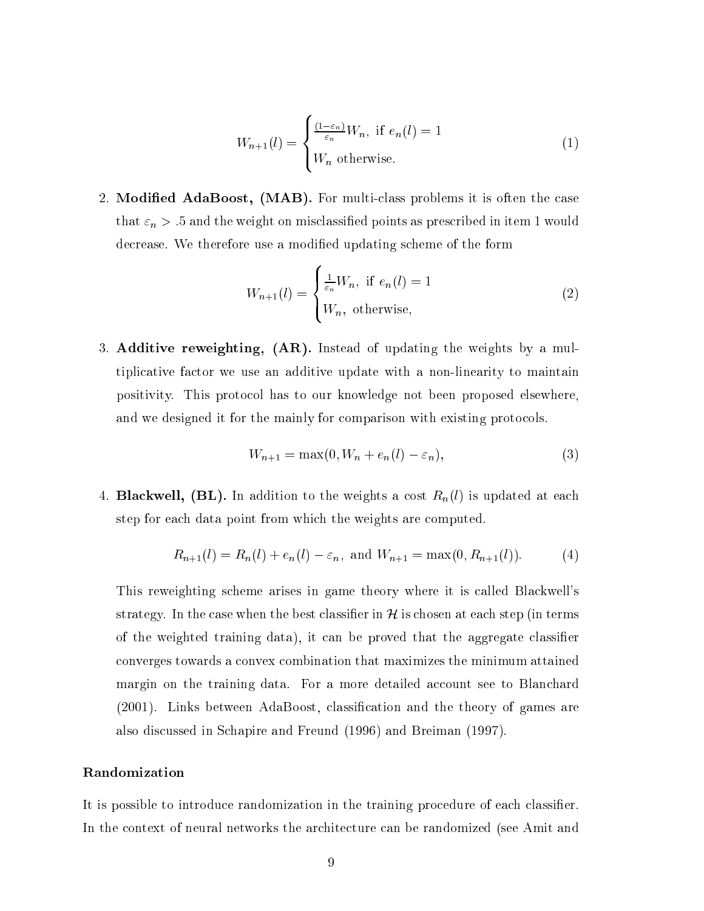$$W_{n+1}(l) = \begin{cases} \frac{(1-\varepsilon_n)}{\varepsilon_n} W_n, \text{ if } e_n(l) = 1 \\ W_n \text{ otherwise.} \end{cases} \tag{1}$$

2. **Modified AdaBoost, (MAB).** For multi-class problems it is often the case that $\varepsilon_n > .5$ and the weight on misclassified points as prescribed in item 1 would decrease. We therefore use a modified updating scheme of the form

$$W_{n+1}(l) = \begin{cases} \frac{1}{\varepsilon_n} W_n, \text{ if } e_n(l) = 1 \\ W_n, \text{ otherwise,} \end{cases} \tag{2}$$

3. **Additive reweighting, (AR).** Instead of updating the weights by a multiplicative factor we use an additive update with a non-linearity to maintain positivity. This protocol has to our knowledge not been proposed elsewhere, and we designed it for the mainly for comparison with existing protocols.

$$W_{n+1} = \max(0, W_n + e_n(l) - \varepsilon_n), \tag{3}$$

4. **Blackwell, (BL).** In addition to the weights a cost $R_n(l)$ is updated at each step for each data point from which the weights are computed.

$$R_{n+1}(l) = R_n(l) + e_n(l) - \varepsilon_n, \text{ and } W_{n+1} = \max(0, R_{n+1}(l)). \tag{4}$$

This reweighting scheme arises in game theory where it is called Blackwell's strategy. In the case when the best classifier in $\mathcal{H}$ is chosen at each step (in terms of the weighted training data), it can be proved that the aggregate classifier converges towards a convex combination that maximizes the minimum attained margin on the training data. For a more detailed account see to Blanchard (2001). Links between AdaBoost, classification and the theory of games are also discussed in Schapire and Freund (1996) and Breiman (1997).

### Randomization

It is possible to introduce randomization in the training procedure of each classifier. In the context of neural networks the architecture can be randomized (see Amit and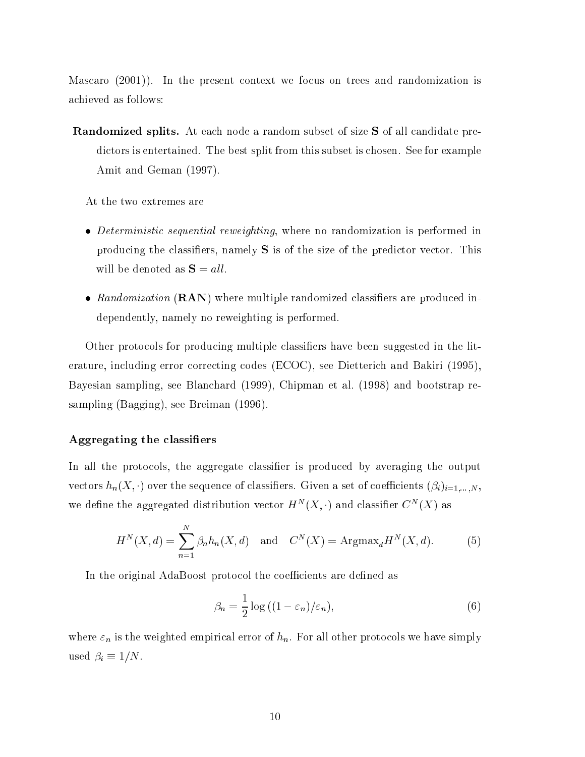Mascaro (2001)). In the present context we focus on trees and randomization is achieved as follows:

**Randomized splits.** At each node a random subset of size **S** of all candidate predictors is entertained. The best split from this subset is chosen. See for example Amit and Geman (1997).

At the two extremes are

- *Deterministic sequential reweighting*, where no randomization is performed in producing the classifiers, namely **S** is of the size of the predictor vector. This will be denoted as $\mathbf{S} = all$.
- *Randomization* (**RAN**) where multiple randomized classifiers are produced independently, namely no reweighting is performed.

Other protocols for producing multiple classifiers have been suggested in the literature, including error correcting codes (ECOC), see Dietterich and Bakiri (1995), Bayesian sampling, see Blanchard (1999), Chipman et al. (1998) and bootstrap resampling (Bagging), see Breiman (1996).

### Aggregating the classifiers

In all the protocols, the aggregate classifier is produced by averaging the output vectors $h_n(X, \cdot)$ over the sequence of classifiers. Given a set of coefficients $(\beta_i)_{i=1,\ldots,N}$, we define the aggregated distribution vector $H^N(X, \cdot)$ and classifier $C^N(X)$ as

$$H^N(X, d) = \sum_{n=1}^{N} \beta_n h_n(X, d) \quad \text{and} \quad C^N(X) = \text{Argmax}_d H^N(X, d). \tag{5}$$

In the original AdaBoost protocol the coefficients are defined as

$$\beta_n = \frac{1}{2} \log\left((1 - \varepsilon_n)/\varepsilon_n\right), \tag{6}$$

where $\varepsilon_n$ is the weighted empirical error of $h_n$. For all other protocols we have simply used $\beta_i \equiv 1/N$.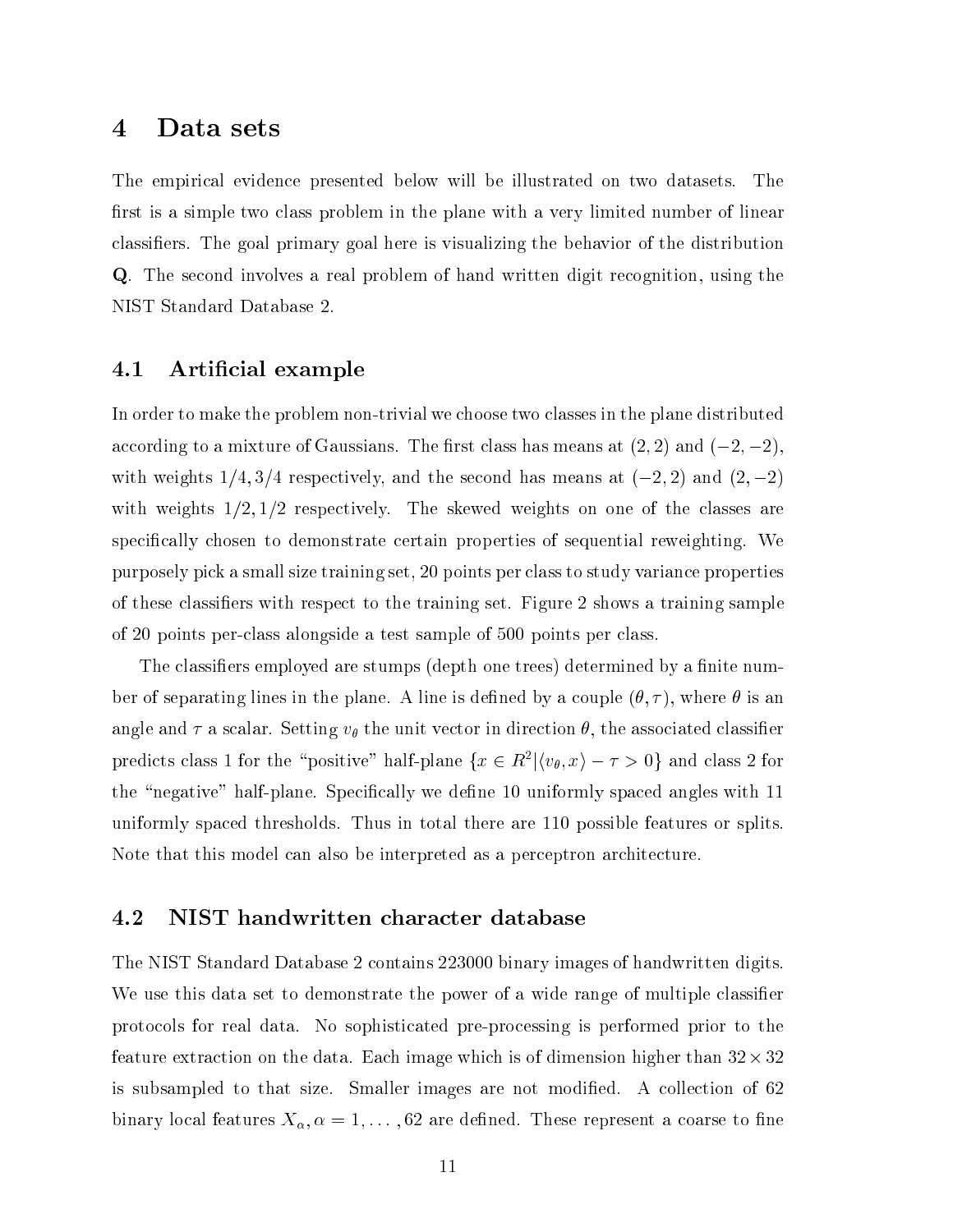# 4 Data sets

The empirical evidence presented below will be illustrated on two datasets. The first is a simple two class problem in the plane with a very limited number of linear classifiers. The goal primary goal here is visualizing the behavior of the distribution $\mathbf{Q}$. The second involves a real problem of hand written digit recognition, using the NIST Standard Database 2.

## 4.1 Artificial example

In order to make the problem non-trivial we choose two classes in the plane distributed according to a mixture of Gaussians. The first class has means at $(2, 2)$ and $(-2, -2)$, with weights $1/4, 3/4$ respectively, and the second has means at $(-2, 2)$ and $(2, -2)$ with weights $1/2, 1/2$ respectively. The skewed weights on one of the classes are specifically chosen to demonstrate certain properties of sequential reweighting. We purposely pick a small size training set, 20 points per class to study variance properties of these classifiers with respect to the training set. Figure 2 shows a training sample of 20 points per-class alongside a test sample of 500 points per class.

The classifiers employed are stumps (depth one trees) determined by a finite number of separating lines in the plane. A line is defined by a couple $(\theta, \tau)$, where $\theta$ is an angle and $\tau$ a scalar. Setting $v_\theta$ the unit vector in direction $\theta$, the associated classifier predicts class 1 for the "positive" half-plane $\{x \in R^2 | \langle v_\theta, x \rangle - \tau > 0\}$ and class 2 for the "negative" half-plane. Specifically we define 10 uniformly spaced angles with 11 uniformly spaced thresholds. Thus in total there are 110 possible features or splits. Note that this model can also be interpreted as a perceptron architecture.

## 4.2 NIST handwritten character database

The NIST Standard Database 2 contains 223000 binary images of handwritten digits. We use this data set to demonstrate the power of a wide range of multiple classifier protocols for real data. No sophisticated pre-processing is performed prior to the feature extraction on the data. Each image which is of dimension higher than $32 \times 32$ is subsampled to that size. Smaller images are not modified. A collection of 62 binary local features $X_\alpha, \alpha = 1, \ldots, 62$ are defined. These represent a coarse to fine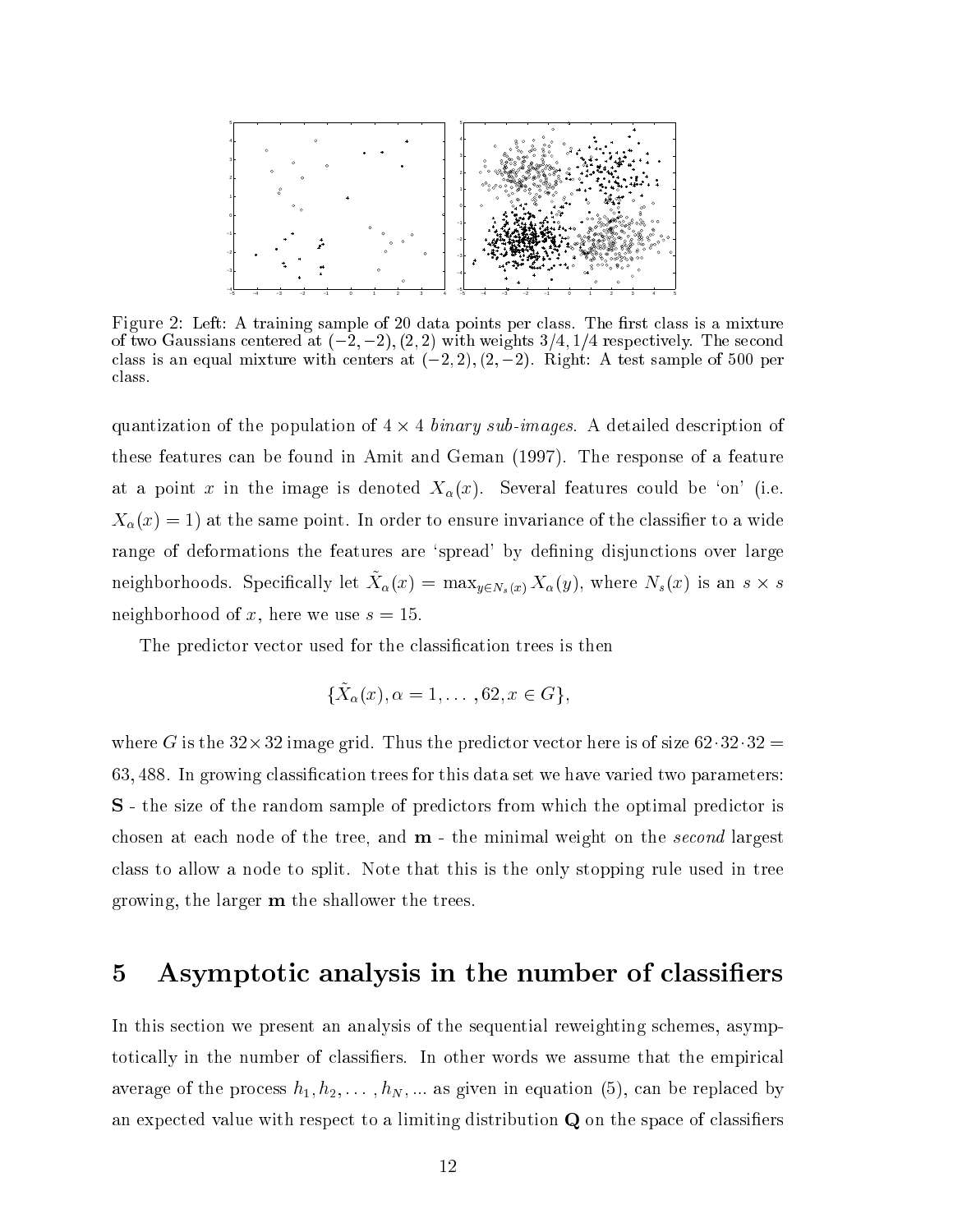Figure 2: Left: A training sample of 20 data points per class. The first class is a mixture of two Gaussians centered at $(-2,-2),(2,2)$ with weights $3/4, 1/4$ respectively. The second class is an equal mixture with centers at $(-2,2),(2,-2)$. Right: A test sample of 500 per class.

quantization of the population of $4 \times 4$ *binary sub-images*. A detailed description of these features can be found in Amit and Geman (1997). The response of a feature at a point $x$ in the image is denoted $X_\alpha(x)$. Several features could be 'on' (i.e. $X_\alpha(x) = 1$) at the same point. In order to ensure invariance of the classifier to a wide range of deformations the features are 'spread' by defining disjunctions over large neighborhoods. Specifically let $\tilde{X}_\alpha(x) = \max_{y \in N_s(x)} X_\alpha(y)$, where $N_s(x)$ is an $s \times s$ neighborhood of $x$, here we use $s = 15$.

The predictor vector used for the classification trees is then

$$\{\tilde{X}_\alpha(x), \alpha = 1, \ldots, 62, x \in G\},$$

where $G$ is the $32 \times 32$ image grid. Thus the predictor vector here is of size $62 \cdot 32 \cdot 32 = 63,488$. In growing classification trees for this data set we have varied two parameters: **S** - the size of the random sample of predictors from which the optimal predictor is chosen at each node of the tree, and **m** - the minimal weight on the *second* largest class to allow a node to split. Note that this is the only stopping rule used in tree growing, the larger **m** the shallower the trees.

# 5 Asymptotic analysis in the number of classifiers

In this section we present an analysis of the sequential reweighting schemes, asymptotically in the number of classifiers. In other words we assume that the empirical average of the process $h_1, h_2, \ldots, h_N, \ldots$ as given in equation (5), can be replaced by an expected value with respect to a limiting distribution $\mathbf{Q}$ on the space of classifiers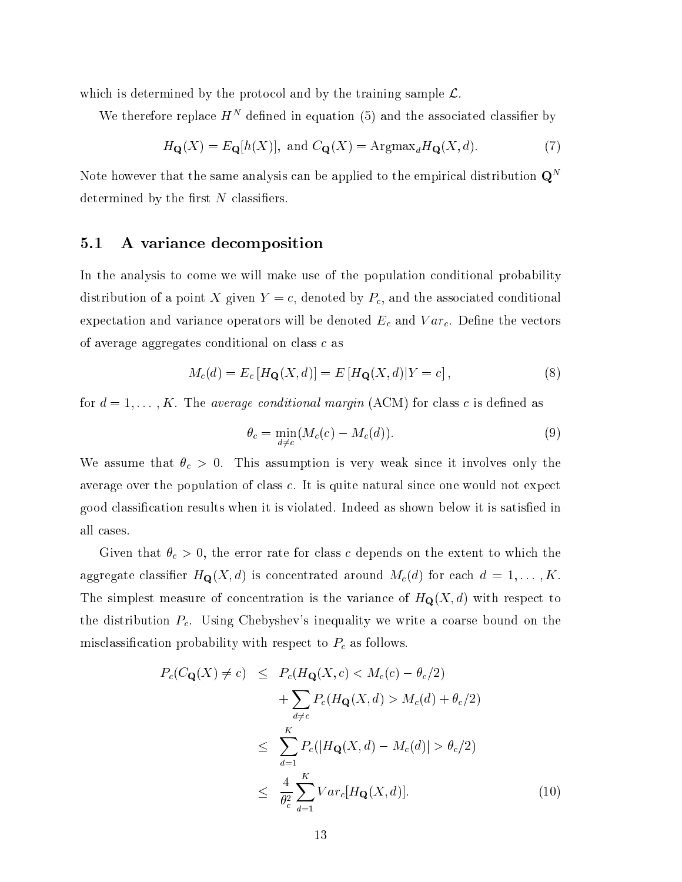which is determined by the protocol and by the training sample $\mathcal{L}$.

We therefore replace $H^N$ defined in equation (5) and the associated classifier by

$$H_{\mathbf{Q}}(X) = E_{\mathbf{Q}}[h(X)], \text{ and } C_{\mathbf{Q}}(X) = \text{Argmax}_d H_{\mathbf{Q}}(X, d). \tag{7}$$

Note however that the same analysis can be applied to the empirical distribution $\mathbf{Q}^N$ determined by the first $N$ classifiers.

### 5.1 A variance decomposition

In the analysis to come we will make use of the population conditional probability distribution of a point $X$ given $Y = c$, denoted by $P_c$, and the associated conditional expectation and variance operators will be denoted $E_c$ and $Var_c$. Define the vectors of average aggregates conditional on class $c$ as

$$M_c(d) = E_c\left[H_{\mathbf{Q}}(X, d)\right] = E\left[H_{\mathbf{Q}}(X, d)|Y = c\right], \tag{8}$$

for $d = 1, \ldots, K$. The *average conditional margin* (ACM) for class $c$ is defined as

$$\theta_c = \min_{d \neq c}(M_c(c) - M_c(d)). \tag{9}$$

We assume that $\theta_c > 0$. This assumption is very weak since it involves only the average over the population of class $c$. It is quite natural since one would not expect good classification results when it is violated. Indeed as shown below it is satisfied in all cases.

Given that $\theta_c > 0$, the error rate for class $c$ depends on the extent to which the aggregate classifier $H_{\mathbf{Q}}(X, d)$ is concentrated around $M_c(d)$ for each $d = 1, \ldots, K$. The simplest measure of concentration is the variance of $H_{\mathbf{Q}}(X, d)$ with respect to the distribution $P_c$. Using Chebyshev's inequality we write a coarse bound on the misclassification probability with respect to $P_c$ as follows.

$$\begin{aligned}
P_c(C_{\mathbf{Q}}(X) \neq c) &\leq P_c(H_{\mathbf{Q}}(X, c) < M_c(c) - \theta_c/2) \\
&\quad + \sum_{d \neq c} P_c(H_{\mathbf{Q}}(X, d) > M_c(d) + \theta_c/2) \\
&\leq \sum_{d=1}^{K} P_c(|H_{\mathbf{Q}}(X, d) - M_c(d)| > \theta_c/2) \\
&\leq \frac{4}{\theta_c^2} \sum_{d=1}^{K} Var_c[H_{\mathbf{Q}}(X, d)].
\end{aligned} \tag{10}$$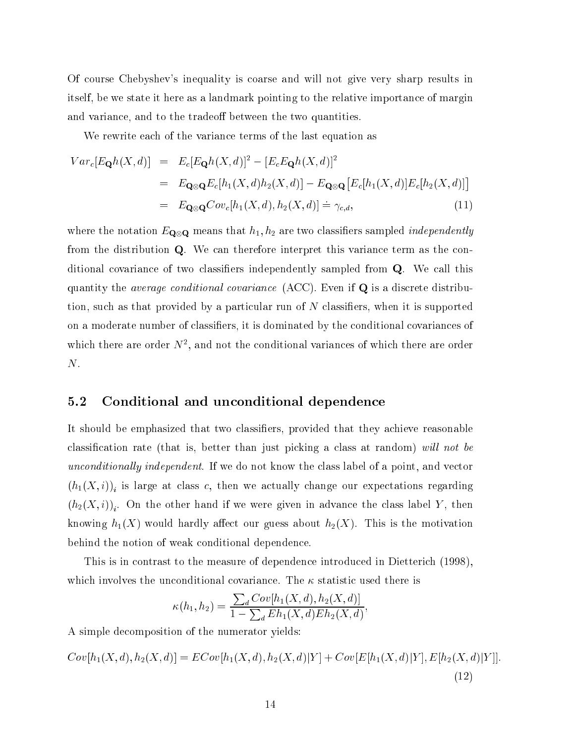Of course Chebyshev's inequality is coarse and will not give very sharp results in itself, be we state it here as a landmark pointing to the relative importance of margin and variance, and to the tradeoff between the two quantities.

We rewrite each of the variance terms of the last equation as

$$
\begin{aligned}
Var_c[E_{\mathbf{Q}}h(X,d)] &= E_c[E_{\mathbf{Q}}h(X,d)]^2 - [E_c E_{\mathbf{Q}}h(X,d)]^2 \\
&= E_{\mathbf{Q}\otimes\mathbf{Q}} E_c[h_1(X,d)h_2(X,d)] - E_{\mathbf{Q}\otimes\mathbf{Q}}\left[E_c[h_1(X,d)]E_c[h_2(X,d)]\right] \\
&= E_{\mathbf{Q}\otimes\mathbf{Q}} Cov_c[h_1(X,d), h_2(X,d)] \doteq \gamma_{c,d}, \qquad (11)
\end{aligned}
$$

where the notation $E_{\mathbf{Q}\otimes\mathbf{Q}}$ means that $h_1, h_2$ are two classifiers sampled *independently* from the distribution $\mathbf{Q}$. We can therefore interpret this variance term as the conditional covariance of two classifiers independently sampled from $\mathbf{Q}$. We call this quantity the *average conditional covariance* (ACC). Even if $\mathbf{Q}$ is a discrete distribution, such as that provided by a particular run of $N$ classifiers, when it is supported on a moderate number of classifiers, it is dominated by the conditional covariances of which there are order $N^2$, and not the conditional variances of which there are order $N$.

## 5.2 Conditional and unconditional dependence

It should be emphasized that two classifiers, provided that they achieve reasonable classification rate (that is, better than just picking a class at random) *will not be unconditionally independent*. If we do not know the class label of a point, and vector $(h_1(X,i))_i$ is large at class $c$, then we actually change our expectations regarding $(h_2(X,i))_i$. On the other hand if we were given in advance the class label $Y$, then knowing $h_1(X)$ would hardly affect our guess about $h_2(X)$. This is the motivation behind the notion of weak conditional dependence.

This is in contrast to the measure of dependence introduced in Dietterich (1998), which involves the unconditional covariance. The $\kappa$ statistic used there is

$$
\kappa(h_1, h_2) = \frac{\sum_d Cov[h_1(X,d), h_2(X,d)]}{1 - \sum_d E h_1(X,d) E h_2(X,d)},
$$

A simple decomposition of the numerator yields:

$$
Cov[h_1(X,d), h_2(X,d)] = E Cov[h_1(X,d), h_2(X,d)|Y] + Cov[E[h_1(X,d)|Y], E[h_2(X,d)|Y]]. \qquad (12)
$$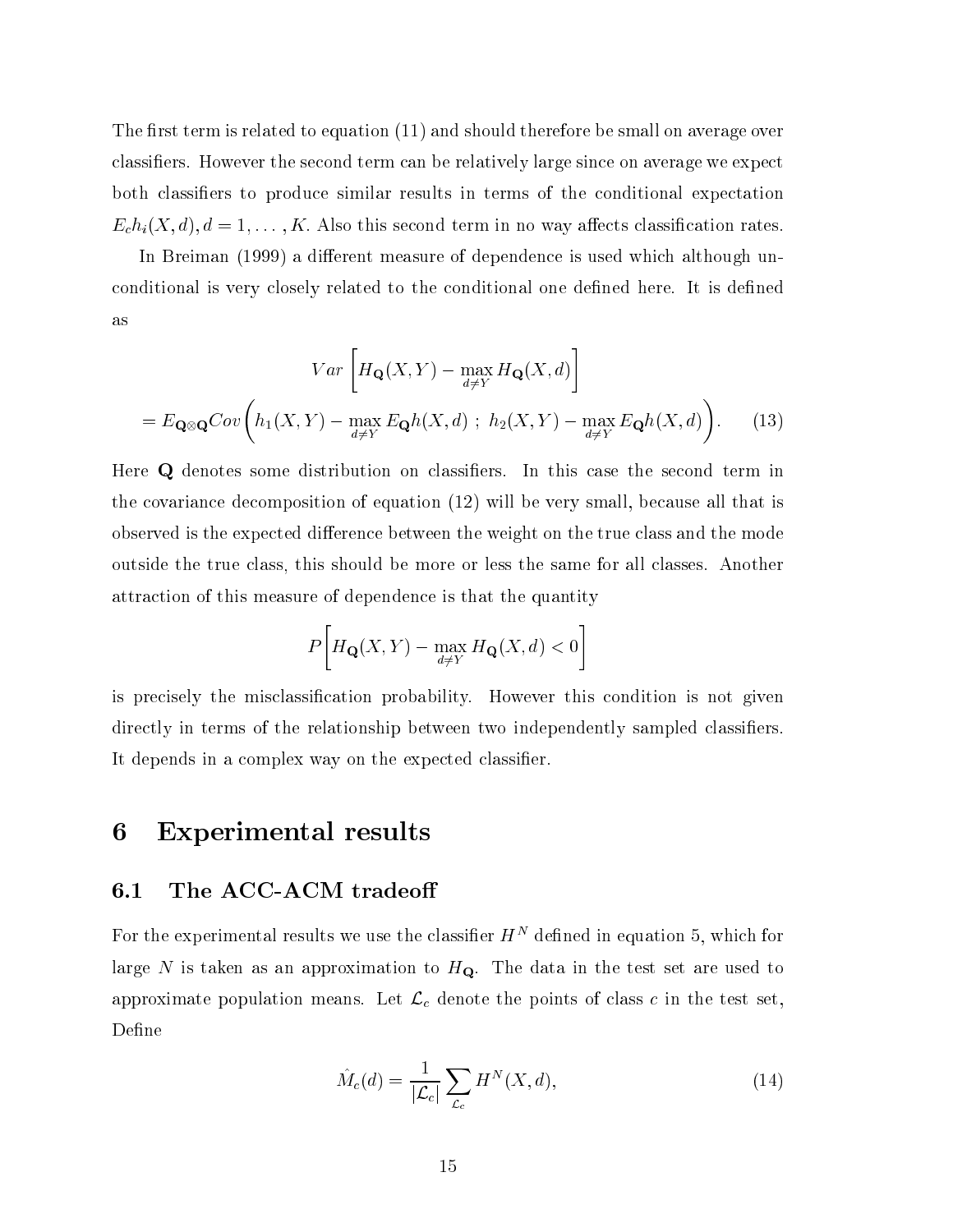The first term is related to equation (11) and should therefore be small on average over classifiers. However the second term can be relatively large since on average we expect both classifiers to produce similar results in terms of the conditional expectation $E_c h_i(X, d), d = 1, \ldots, K$. Also this second term in no way affects classification rates.

In Breiman (1999) a different measure of dependence is used which although unconditional is very closely related to the conditional one defined here. It is defined as

$$
\begin{aligned}
& Var\left[H_{\mathbf{Q}}(X,Y) - \max_{d \neq Y} H_{\mathbf{Q}}(X,d)\right] \\
= \; & E_{\mathbf{Q}\otimes\mathbf{Q}} Cov\left(h_1(X,Y) - \max_{d \neq Y} E_{\mathbf{Q}} h(X,d) \; ; \; h_2(X,Y) - \max_{d \neq Y} E_{\mathbf{Q}} h(X,d)\right). \qquad (13)
\end{aligned}
$$

Here $\mathbf{Q}$ denotes some distribution on classifiers. In this case the second term in the covariance decomposition of equation (12) will be very small, because all that is observed is the expected difference between the weight on the true class and the mode outside the true class, this should be more or less the same for all classes. Another attraction of this measure of dependence is that the quantity

$$
P\left[H_{\mathbf{Q}}(X,Y) - \max_{d \neq Y} H_{\mathbf{Q}}(X,d) < 0\right]
$$

is precisely the misclassification probability. However this condition is not given directly in terms of the relationship between two independently sampled classifiers. It depends in a complex way on the expected classifier.

# 6 Experimental results

## 6.1 The ACC-ACM tradeoff

For the experimental results we use the classifier $H^N$ defined in equation 5, which for large $N$ is taken as an approximation to $H_{\mathbf{Q}}$. The data in the test set are used to approximate population means. Let $\mathcal{L}_c$ denote the points of class $c$ in the test set, Define

$$
\hat{M}_c(d) = \frac{1}{|\mathcal{L}_c|} \sum_{\mathcal{L}_c} H^N(X,d), \qquad (14)
$$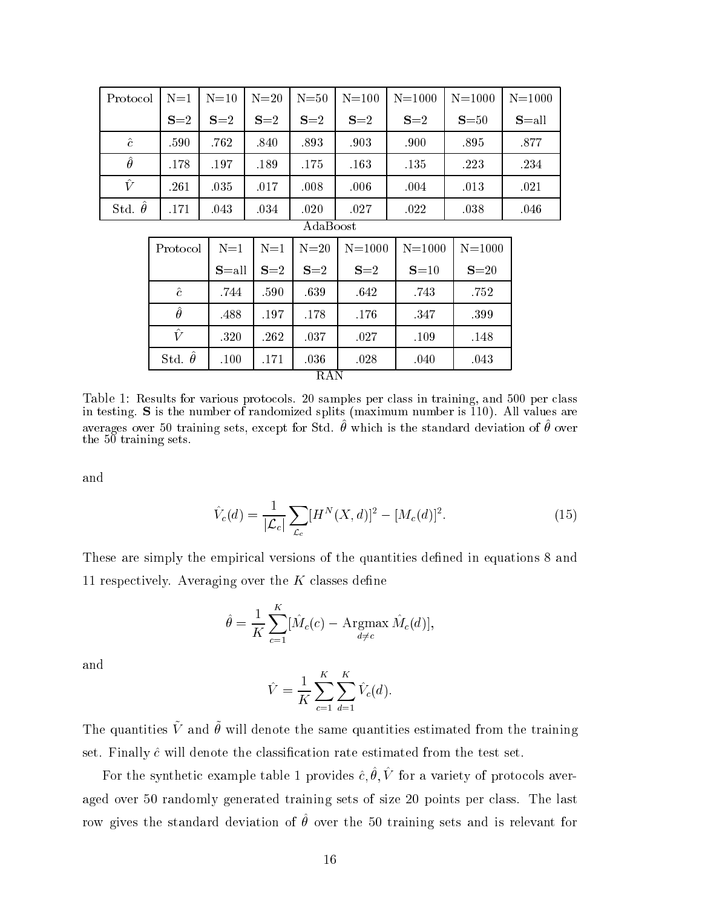| Protocol | N=1 | N=10 | N=20 | N=50 | N=100 | N=1000 | N=1000 | N=1000 |
|---|---|---|---|---|---|---|---|---|
| | **S**=2 | **S**=2 | **S**=2 | **S**=2 | **S**=2 | **S**=2 | **S**=50 | **S**=all |
| $\hat{c}$ | .590 | .762 | .840 | .893 | .903 | .900 | .895 | .877 |
| $\hat{\theta}$ | .178 | .197 | .189 | .175 | .163 | .135 | .223 | .234 |
| $\hat{V}$ | .261 | .035 | .017 | .008 | .006 | .004 | .013 | .021 |
| Std. $\hat{\theta}$ | .171 | .043 | .034 | .020 | .027 | .022 | .038 | .046 |

AdaBoost

| Protocol | N=1 | N=1 | N=20 | N=1000 | N=1000 | N=1000 |
|---|---|---|---|---|---|---|
| | **S**=all | **S**=2 | **S**=2 | **S**=2 | **S**=10 | **S**=20 |
| $\hat{c}$ | .744 | .590 | .639 | .642 | .743 | .752 |
| $\hat{\theta}$ | .488 | .197 | .178 | .176 | .347 | .399 |
| $\hat{V}$ | .320 | .262 | .037 | .027 | .109 | .148 |
| Std. $\hat{\theta}$ | .100 | .171 | .036 | .028 | .040 | .043 |

RAN

Table 1: Results for various protocols. 20 samples per class in training, and 500 per class in testing. **S** is the number of randomized splits (maximum number is 110). All values are averages over 50 training sets, except for Std. $\hat{\theta}$ which is the standard deviation of $\hat{\theta}$ over the 50 training sets.

and

$$\hat{V}_c(d) = \frac{1}{|\mathcal{L}_c|} \sum_{\mathcal{L}_c} [H^N(X, d)]^2 - [M_c(d)]^2. \tag{15}$$

These are simply the empirical versions of the quantities defined in equations 8 and 11 respectively. Averaging over the $K$ classes define

$$\hat{\theta} = \frac{1}{K} \sum_{c=1}^{K} [\hat{M}_c(c) - \operatorname*{Argmax}_{d \neq c} \hat{M}_c(d)],$$

and

$$\hat{V} = \frac{1}{K} \sum_{c=1}^{K} \sum_{d=1}^{K} \hat{V}_c(d).$$

The quantities $\tilde{V}$ and $\tilde{\theta}$ will denote the same quantities estimated from the training set. Finally $\hat{c}$ will denote the classification rate estimated from the test set.

For the synthetic example table 1 provides $\hat{c}, \hat{\theta}, \hat{V}$ for a variety of protocols averaged over 50 randomly generated training sets of size 20 points per class. The last row gives the standard deviation of $\hat{\theta}$ over the 50 training sets and is relevant for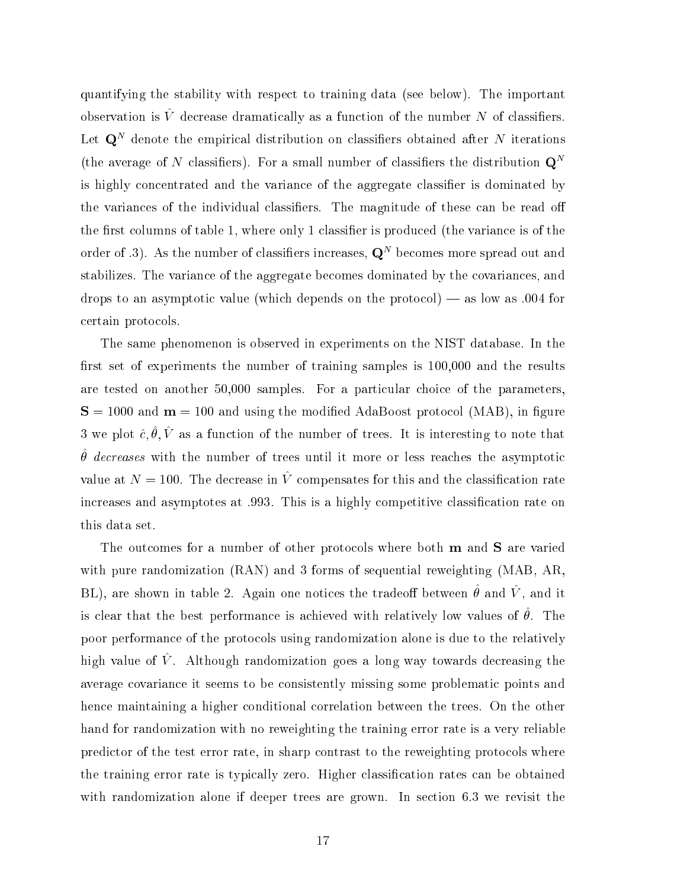quantifying the stability with respect to training data (see below). The important observation is $\hat{V}$ decrease dramatically as a function of the number $N$ of classifiers. Let $\mathbf{Q}^N$ denote the empirical distribution on classifiers obtained after $N$ iterations (the average of $N$ classifiers). For a small number of classifiers the distribution $\mathbf{Q}^N$ is highly concentrated and the variance of the aggregate classifier is dominated by the variances of the individual classifiers. The magnitude of these can be read off the first columns of table 1, where only 1 classifier is produced (the variance is of the order of .3). As the number of classifiers increases, $\mathbf{Q}^N$ becomes more spread out and stabilizes. The variance of the aggregate becomes dominated by the covariances, and drops to an asymptotic value (which depends on the protocol) — as low as .004 for certain protocols.

The same phenomenon is observed in experiments on the NIST database. In the first set of experiments the number of training samples is 100,000 and the results are tested on another 50,000 samples. For a particular choice of the parameters, $\mathbf{S} = 1000$ and $\mathbf{m} = 100$ and using the modified AdaBoost protocol (MAB), in figure 3 we plot $\hat{c}, \hat{\theta}, \hat{V}$ as a function of the number of trees. It is interesting to note that $\hat{\theta}$ *decreases* with the number of trees until it more or less reaches the asymptotic value at $N = 100$. The decrease in $\hat{V}$ compensates for this and the classification rate increases and asymptotes at .993. This is a highly competitive classification rate on this data set.

The outcomes for a number of other protocols where both $\mathbf{m}$ and $\mathbf{S}$ are varied with pure randomization (RAN) and 3 forms of sequential reweighting (MAB, AR, BL), are shown in table 2. Again one notices the tradeoff between $\hat{\theta}$ and $\hat{V}$, and it is clear that the best performance is achieved with relatively low values of $\hat{\theta}$. The poor performance of the protocols using randomization alone is due to the relatively high value of $\hat{V}$. Although randomization goes a long way towards decreasing the average covariance it seems to be consistently missing some problematic points and hence maintaining a higher conditional correlation between the trees. On the other hand for randomization with no reweighting the training error rate is a very reliable predictor of the test error rate, in sharp contrast to the reweighting protocols where the training error rate is typically zero. Higher classification rates can be obtained with randomization alone if deeper trees are grown. In section 6.3 we revisit the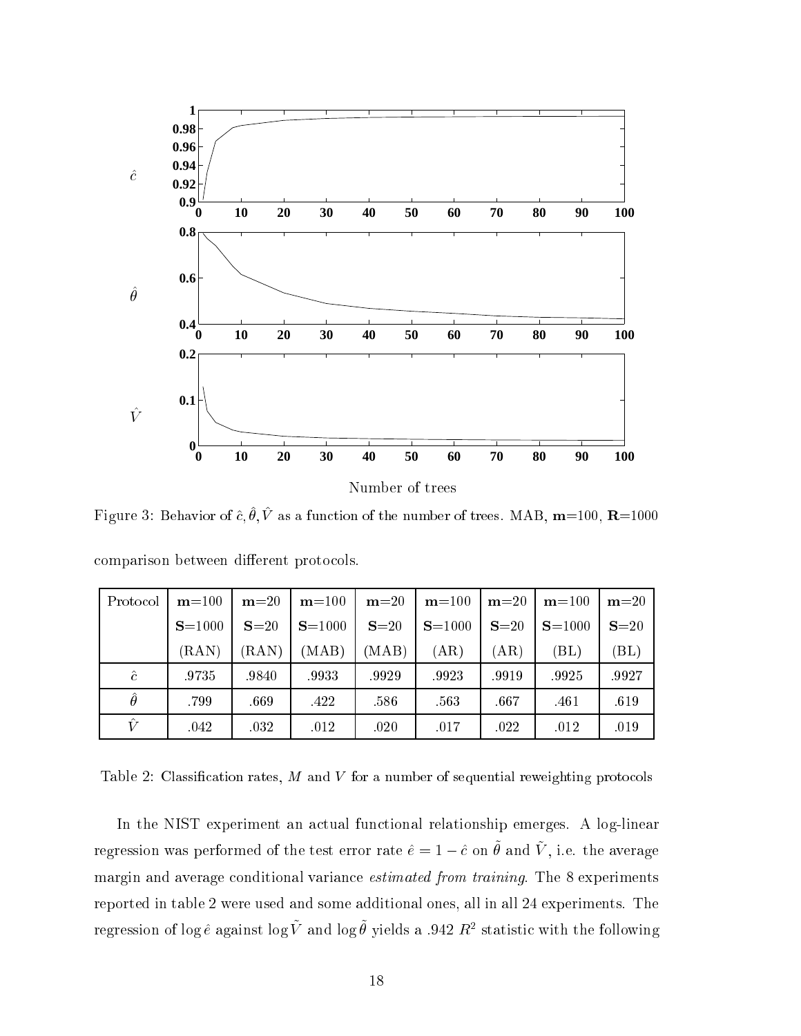Figure 3: Behavior of $\hat{c}, \hat{\theta}, \hat{V}$ as a function of the number of trees. MAB, **m**=100, **R**=1000

comparison between different protocols.

| Protocol | **m**=100 **S**=1000 (RAN) | **m**=20 **S**=20 (RAN) | **m**=100 **S**=1000 (MAB) | **m**=20 **S**=20 (MAB) | **m**=100 **S**=1000 (AR) | **m**=20 **S**=20 (AR) | **m**=100 **S**=1000 (BL) | **m**=20 **S**=20 (BL) |
|---|---|---|---|---|---|---|---|---|
| $\hat{c}$ | .9735 | .9840 | .9933 | .9929 | .9923 | .9919 | .9925 | .9927 |
| $\hat{\theta}$ | .799 | .669 | .422 | .586 | .563 | .667 | .461 | .619 |
| $\hat{V}$ | .042 | .032 | .012 | .020 | .017 | .022 | .012 | .019 |

Table 2: Classification rates, $M$ and $V$ for a number of sequential reweighting protocols

In the NIST experiment an actual functional relationship emerges. A log-linear regression was performed of the test error rate $\hat{e} = 1 - \hat{c}$ on $\tilde{\theta}$ and $\tilde{V}$, i.e. the average margin and average conditional variance *estimated from training*. The 8 experiments reported in table 2 were used and some additional ones, all in all 24 experiments. The regression of $\log \hat{e}$ against $\log \tilde{V}$ and $\log \tilde{\theta}$ yields a .942 $R^2$ statistic with the following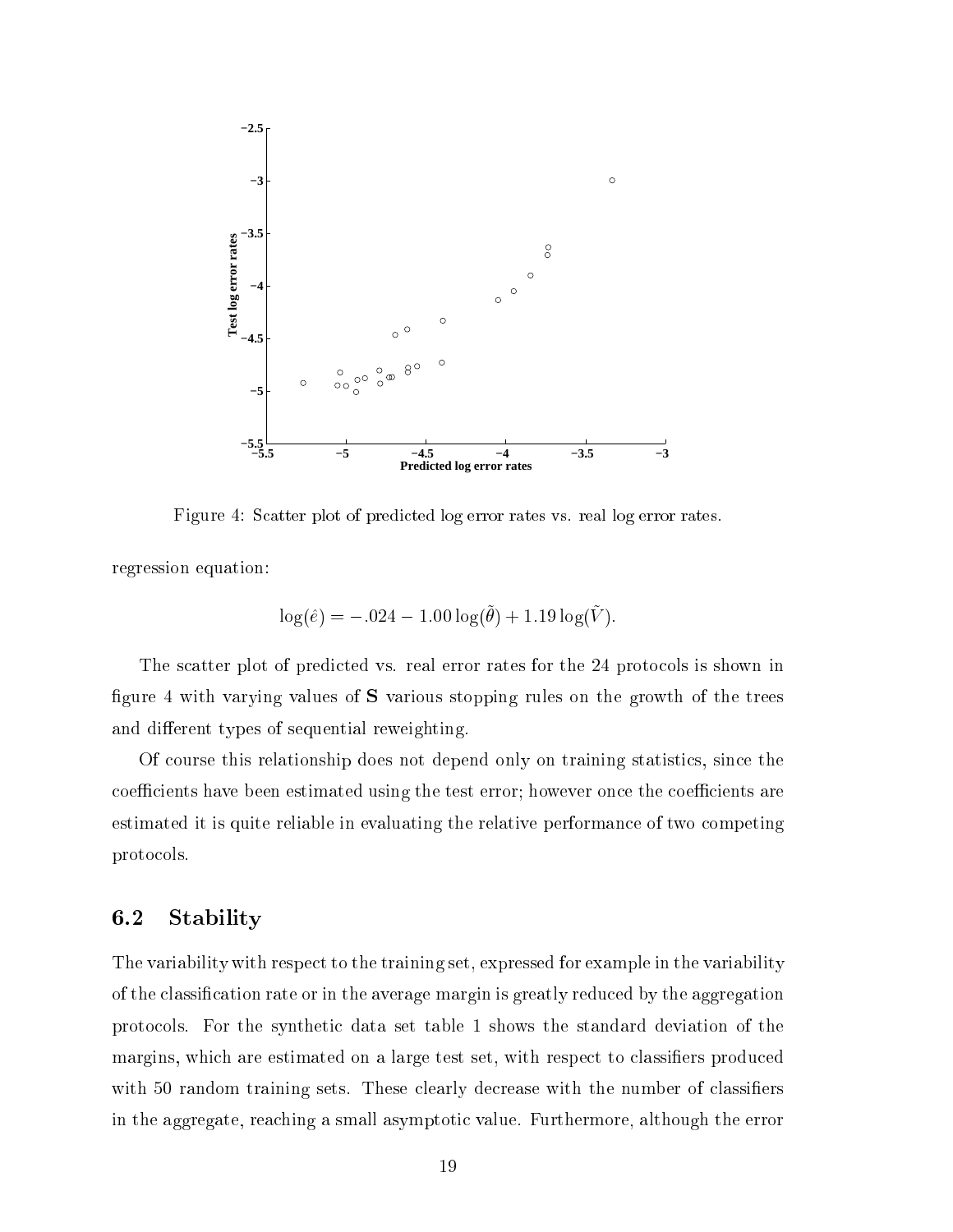-2.5
-3
-3.5
-4
-4.5
-5
-5.5

Test log error rates

-5.5 -5 -4.5 -4 -3.5 -3

Predicted log error rates

Figure 4: Scatter plot of predicted log error rates vs. real log error rates.

regression equation:

$$\log(\hat{e}) = -.024 - 1.00 \log(\tilde{\theta}) + 1.19 \log(\tilde{V}).$$

The scatter plot of predicted vs. real error rates for the 24 protocols is shown in figure 4 with varying values of **S** various stopping rules on the growth of the trees and different types of sequential reweighting.

Of course this relationship does not depend only on training statistics, since the coefficients have been estimated using the test error; however once the coefficients are estimated it is quite reliable in evaluating the relative performance of two competing protocols.

## 6.2 Stability

The variability with respect to the training set, expressed for example in the variability of the classification rate or in the average margin is greatly reduced by the aggregation protocols. For the synthetic data set table 1 shows the standard deviation of the margins, which are estimated on a large test set, with respect to classifiers produced with 50 random training sets. These clearly decrease with the number of classifiers in the aggregate, reaching a small asymptotic value. Furthermore, although the error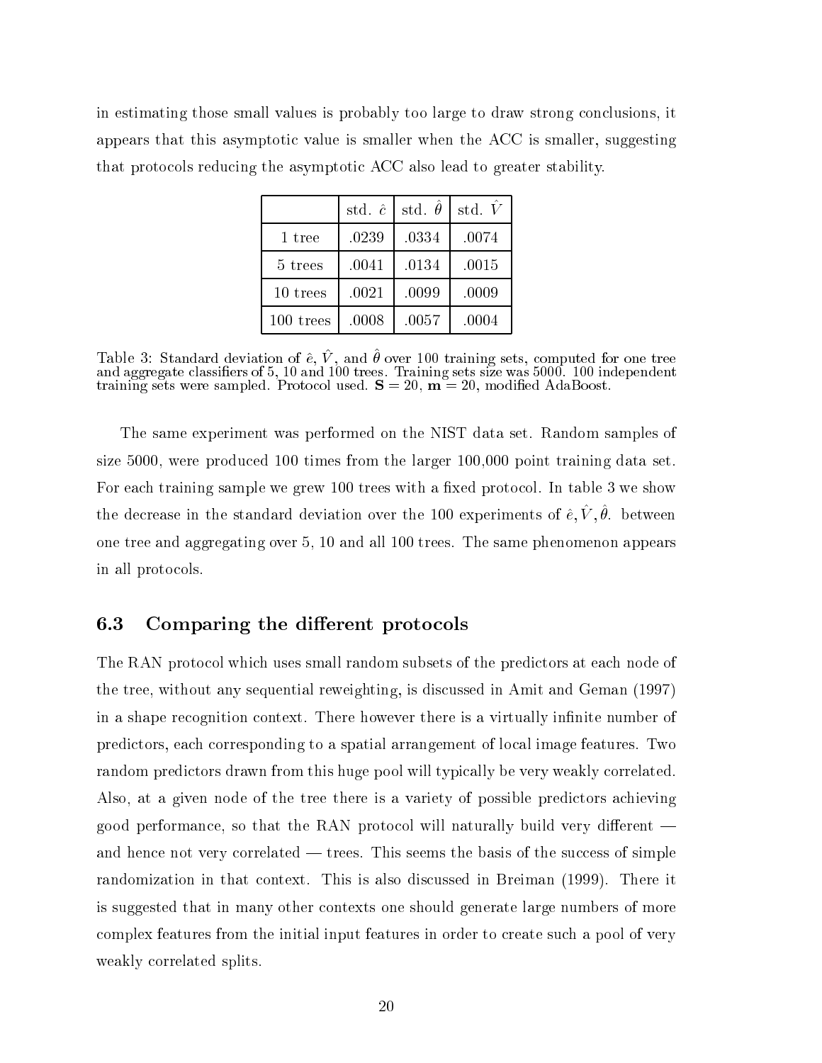in estimating those small values is probably too large to draw strong conclusions, it appears that this asymptotic value is smaller when the ACC is smaller, suggesting that protocols reducing the asymptotic ACC also lead to greater stability.

| | std. $\hat{c}$ | std. $\hat{\theta}$ | std. $\hat{V}$ |
|---|---|---|---|
| 1 tree | .0239 | .0334 | .0074 |
| 5 trees | .0041 | .0134 | .0015 |
| 10 trees | .0021 | .0099 | .0009 |
| 100 trees | .0008 | .0057 | .0004 |

Table 3: Standard deviation of $\hat{e}$, $\hat{V}$, and $\hat{\theta}$ over 100 training sets, computed for one tree and aggregate classifiers of 5, 10 and 100 trees. Training sets size was 5000. 100 independent training sets were sampled. Protocol used. $\mathbf{S} = 20$, $\mathbf{m} = 20$, modified AdaBoost.

The same experiment was performed on the NIST data set. Random samples of size 5000, were produced 100 times from the larger 100,000 point training data set. For each training sample we grew 100 trees with a fixed protocol. In table 3 we show the decrease in the standard deviation over the 100 experiments of $\hat{e}, \hat{V}, \hat{\theta}$. between one tree and aggregating over 5, 10 and all 100 trees. The same phenomenon appears in all protocols.

### 6.3 Comparing the different protocols

The RAN protocol which uses small random subsets of the predictors at each node of the tree, without any sequential reweighting, is discussed in Amit and Geman (1997) in a shape recognition context. There however there is a virtually infinite number of predictors, each corresponding to a spatial arrangement of local image features. Two random predictors drawn from this huge pool will typically be very weakly correlated. Also, at a given node of the tree there is a variety of possible predictors achieving good performance, so that the RAN protocol will naturally build very different — and hence not very correlated — trees. This seems the basis of the success of simple randomization in that context. This is also discussed in Breiman (1999). There it is suggested that in many other contexts one should generate large numbers of more complex features from the initial input features in order to create such a pool of very weakly correlated splits.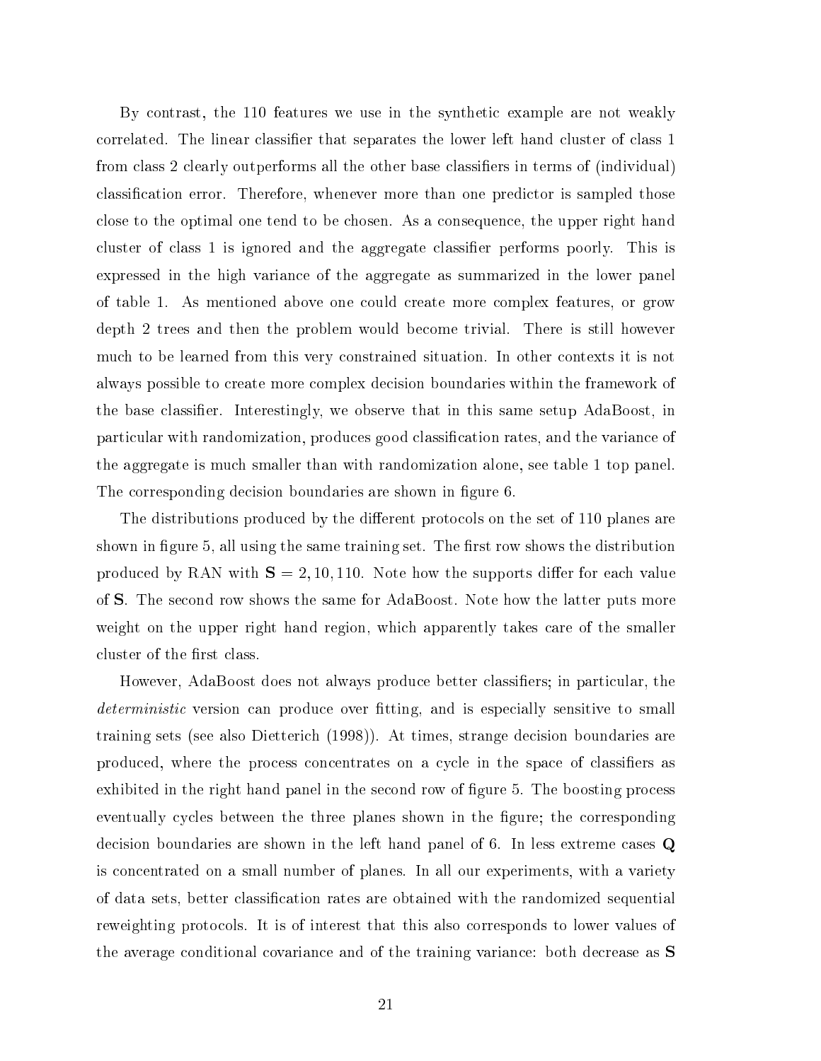By contrast, the 110 features we use in the synthetic example are not weakly correlated. The linear classifier that separates the lower left hand cluster of class 1 from class 2 clearly outperforms all the other base classifiers in terms of (individual) classification error. Therefore, whenever more than one predictor is sampled those close to the optimal one tend to be chosen. As a consequence, the upper right hand cluster of class 1 is ignored and the aggregate classifier performs poorly. This is expressed in the high variance of the aggregate as summarized in the lower panel of table 1. As mentioned above one could create more complex features, or grow depth 2 trees and then the problem would become trivial. There is still however much to be learned from this very constrained situation. In other contexts it is not always possible to create more complex decision boundaries within the framework of the base classifier. Interestingly, we observe that in this same setup AdaBoost, in particular with randomization, produces good classification rates, and the variance of the aggregate is much smaller than with randomization alone, see table 1 top panel. The corresponding decision boundaries are shown in figure 6.

The distributions produced by the different protocols on the set of 110 planes are shown in figure 5, all using the same training set. The first row shows the distribution produced by RAN with $\mathbf{S} = 2, 10, 110$. Note how the supports differ for each value of $\mathbf{S}$. The second row shows the same for AdaBoost. Note how the latter puts more weight on the upper right hand region, which apparently takes care of the smaller cluster of the first class.

However, AdaBoost does not always produce better classifiers; in particular, the *deterministic* version can produce over fitting, and is especially sensitive to small training sets (see also Dietterich (1998)). At times, strange decision boundaries are produced, where the process concentrates on a cycle in the space of classifiers as exhibited in the right hand panel in the second row of figure 5. The boosting process eventually cycles between the three planes shown in the figure; the corresponding decision boundaries are shown in the left hand panel of 6. In less extreme cases $\mathbf{Q}$ is concentrated on a small number of planes. In all our experiments, with a variety of data sets, better classification rates are obtained with the randomized sequential reweighting protocols. It is of interest that this also corresponds to lower values of the average conditional covariance and of the training variance: both decrease as $\mathbf{S}$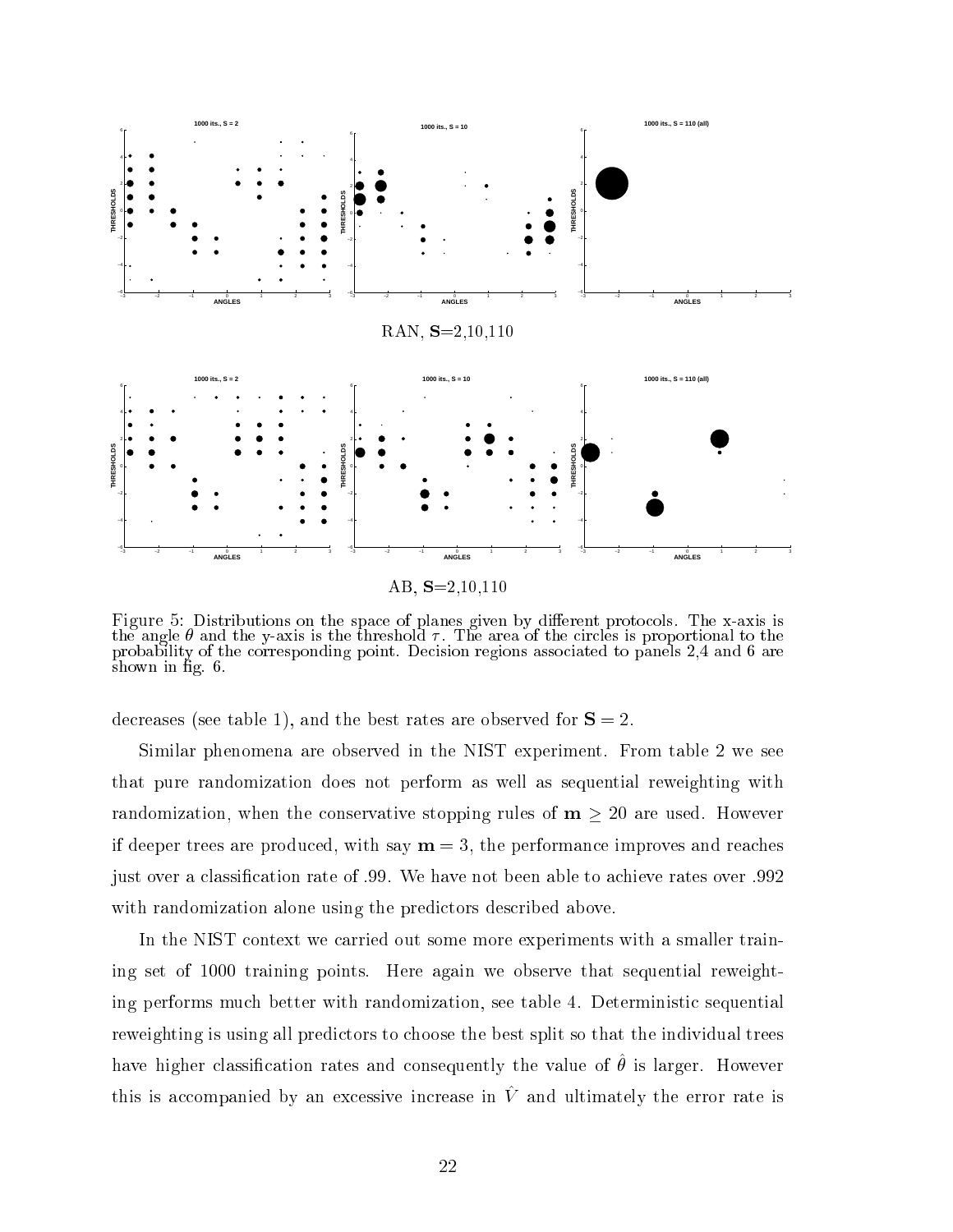1000 its., S = 2

THRESHOLDS

ANGLES

1000 its., S = 10

THRESHOLDS

ANGLES

1000 its., S = 110 (all)

THRESHOLDS

ANGLES

RAN, **S**=2,10,110

1000 its., S = 2

THRESHOLDS

ANGLES

1000 its., S = 10

THRESHOLDS

ANGLES

1000 its., S = 110 (all)

THRESHOLDS

ANGLES

AB, **S**=2,10,110

Figure 5: Distributions on the space of planes given by different protocols. The x-axis is the angle $\theta$ and the y-axis is the threshold $\tau$. The area of the circles is proportional to the probability of the corresponding point. Decision regions associated to panels 2,4 and 6 are shown in fig. 6.

decreases (see table 1), and the best rates are observed for $\mathbf{S} = 2$.

Similar phenomena are observed in the NIST experiment. From table 2 we see that pure randomization does not perform as well as sequential reweighting with randomization, when the conservative stopping rules of $\mathbf{m} \geq 20$ are used. However if deeper trees are produced, with say $\mathbf{m} = 3$, the performance improves and reaches just over a classification rate of .99. We have not been able to achieve rates over .992 with randomization alone using the predictors described above.

In the NIST context we carried out some more experiments with a smaller training set of 1000 training points. Here again we observe that sequential reweighting performs much better with randomization, see table 4. Deterministic sequential reweighting is using all predictors to choose the best split so that the individual trees have higher classification rates and consequently the value of $\hat{\theta}$ is larger. However this is accompanied by an excessive increase in $\hat{V}$ and ultimately the error rate is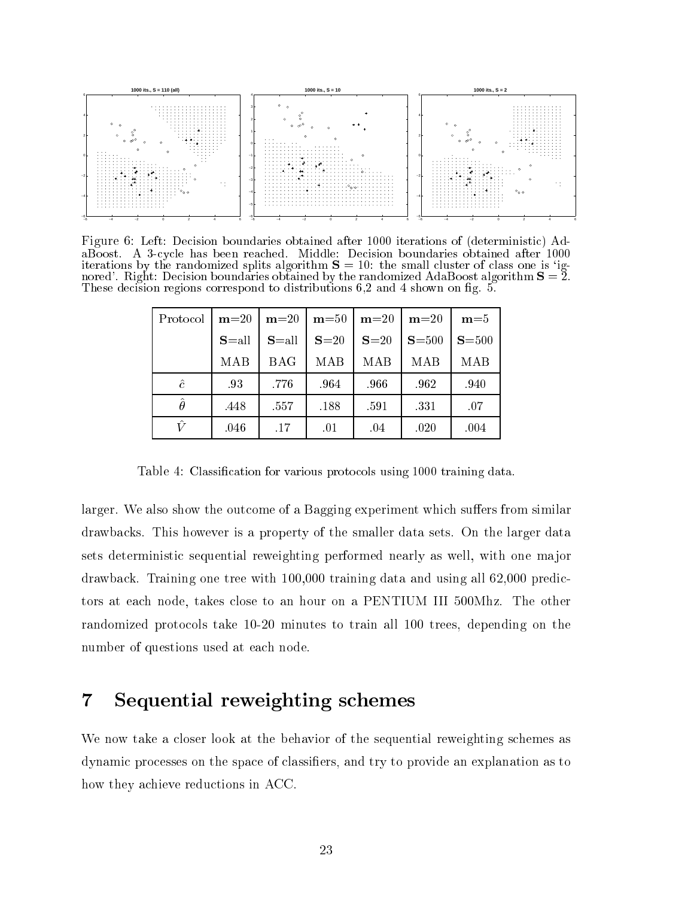Figure 6: Left: Decision boundaries obtained after 1000 iterations of (deterministic) AdaBoost. A 3-cycle has been reached. Middle: Decision boundaries obtained after 1000 iterations by the randomized splits algorithm $\mathbf{S} = 10$: the small cluster of class one is 'ignored'. Right: Decision boundaries obtained by the randomized AdaBoost algorithm $\mathbf{S} = 2$. These decision regions correspond to distributions 6,2 and 4 shown on fig. 5.

| Protocol | **m**=20 | **m**=20 | **m**=50 | **m**=20 | **m**=20 | **m**=5 |
|---|---|---|---|---|---|---|
| | **S**=all | **S**=all | **S**=20 | **S**=20 | **S**=500 | **S**=500 |
| | MAB | BAG | MAB | MAB | MAB | MAB |
| $\hat{c}$ | .93 | .776 | .964 | .966 | .962 | .940 |
| $\hat{\theta}$ | .448 | .557 | .188 | .591 | .331 | .07 |
| $\hat{V}$ | .046 | .17 | .01 | .04 | .020 | .004 |

Table 4: Classification for various protocols using 1000 training data.

larger. We also show the outcome of a Bagging experiment which suffers from similar drawbacks. This however is a property of the smaller data sets. On the larger data sets deterministic sequential reweighting performed nearly as well, with one major drawback. Training one tree with 100,000 training data and using all 62,000 predictors at each node, takes close to an hour on a PENTIUM III 500Mhz. The other randomized protocols take 10-20 minutes to train all 100 trees, depending on the number of questions used at each node.

# 7 Sequential reweighting schemes

We now take a closer look at the behavior of the sequential reweighting schemes as dynamic processes on the space of classifiers, and try to provide an explanation as to how they achieve reductions in ACC.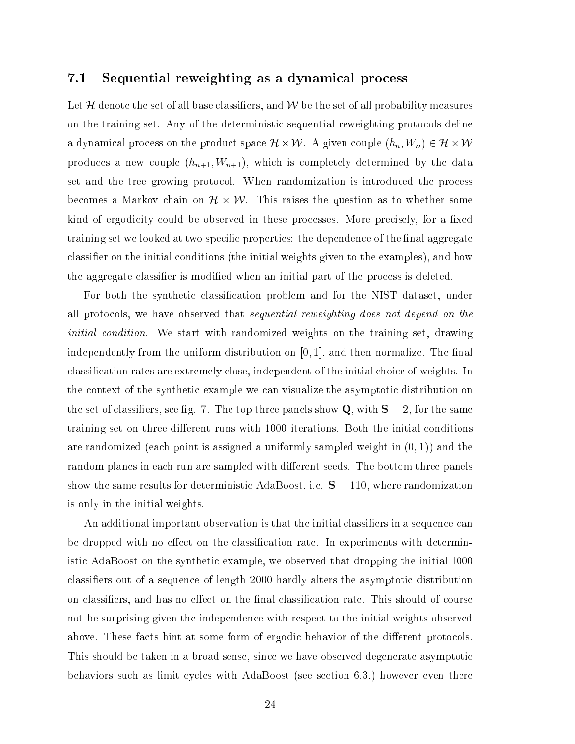### 7.1 Sequential reweighting as a dynamical process

Let $\mathcal{H}$ denote the set of all base classifiers, and $\mathcal{W}$ be the set of all probability measures on the training set. Any of the deterministic sequential reweighting protocols define a dynamical process on the product space $\mathcal{H} \times \mathcal{W}$. A given couple $(h_n, W_n) \in \mathcal{H} \times \mathcal{W}$ produces a new couple $(h_{n+1}, W_{n+1})$, which is completely determined by the data set and the tree growing protocol. When randomization is introduced the process becomes a Markov chain on $\mathcal{H} \times \mathcal{W}$. This raises the question as to whether some kind of ergodicity could be observed in these processes. More precisely, for a fixed training set we looked at two specific properties: the dependence of the final aggregate classifier on the initial conditions (the initial weights given to the examples), and how the aggregate classifier is modified when an initial part of the process is deleted.

For both the synthetic classification problem and for the NIST dataset, under all protocols, we have observed that *sequential reweighting does not depend on the initial condition*. We start with randomized weights on the training set, drawing independently from the uniform distribution on $[0, 1]$, and then normalize. The final classification rates are extremely close, independent of the initial choice of weights. In the context of the synthetic example we can visualize the asymptotic distribution on the set of classifiers, see fig. 7. The top three panels show $\mathbf{Q}$, with $\mathbf{S} = 2$, for the same training set on three different runs with 1000 iterations. Both the initial conditions are randomized (each point is assigned a uniformly sampled weight in $(0, 1)$) and the random planes in each run are sampled with different seeds. The bottom three panels show the same results for deterministic AdaBoost, i.e. $\mathbf{S} = 110$, where randomization is only in the initial weights.

An additional important observation is that the initial classifiers in a sequence can be dropped with no effect on the classification rate. In experiments with deterministic AdaBoost on the synthetic example, we observed that dropping the initial 1000 classifiers out of a sequence of length 2000 hardly alters the asymptotic distribution on classifiers, and has no effect on the final classification rate. This should of course not be surprising given the independence with respect to the initial weights observed above. These facts hint at some form of ergodic behavior of the different protocols. This should be taken in a broad sense, since we have observed degenerate asymptotic behaviors such as limit cycles with AdaBoost (see section 6.3,) however even there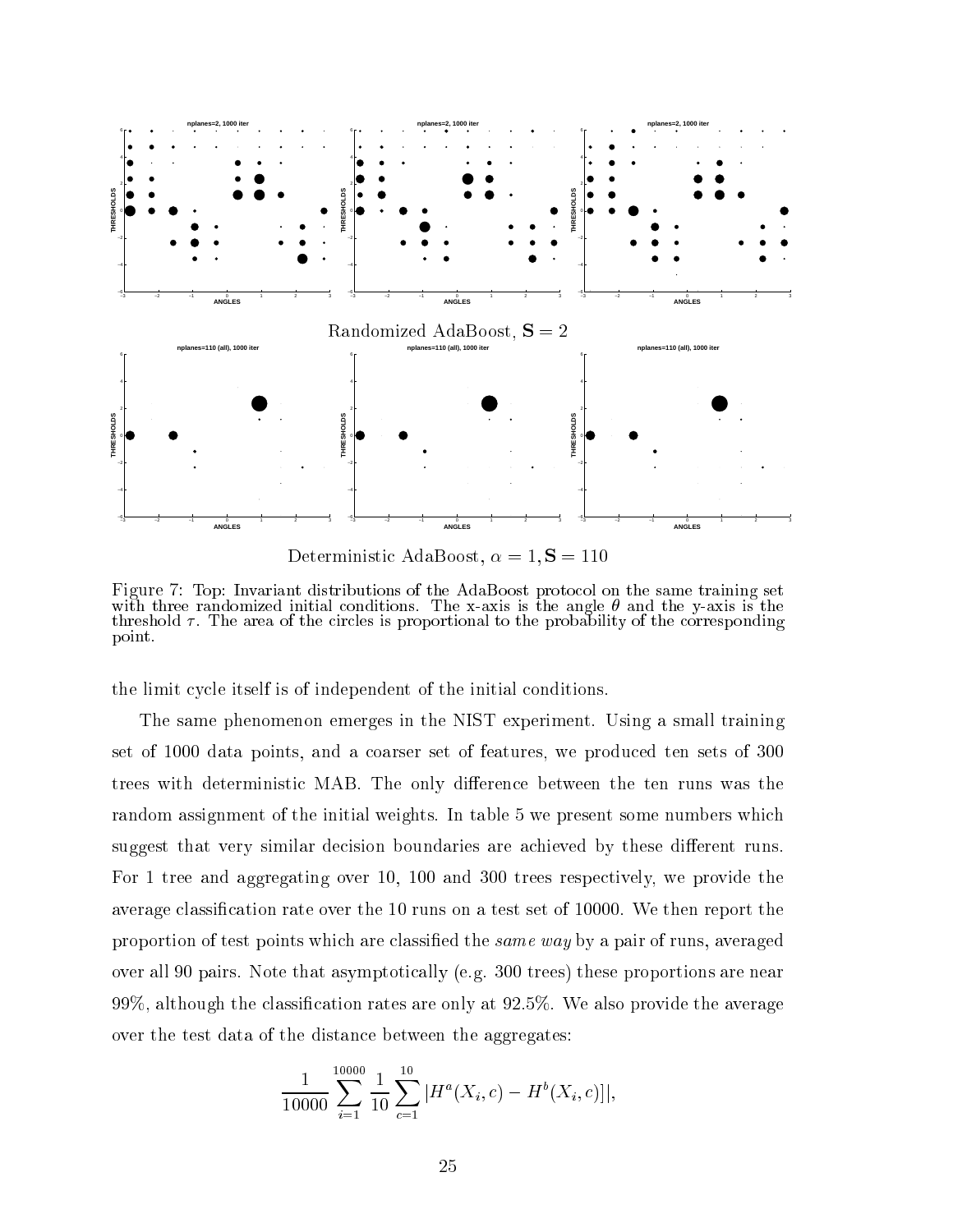nplanes=2, 1000 iter

THRESHOLDS

ANGLES

Randomized AdaBoost, $\mathbf{S} = 2$

nplanes=110 (all), 1000 iter

THRESHOLDS

ANGLES

Deterministic AdaBoost, $\alpha = 1, \mathbf{S} = 110$

Figure 7: Top: Invariant distributions of the AdaBoost protocol on the same training set with three randomized initial conditions. The x-axis is the angle $\theta$ and the y-axis is the threshold $\tau$. The area of the circles is proportional to the probability of the corresponding point.

the limit cycle itself is of independent of the initial conditions.

The same phenomenon emerges in the NIST experiment. Using a small training set of 1000 data points, and a coarser set of features, we produced ten sets of 300 trees with deterministic MAB. The only difference between the ten runs was the random assignment of the initial weights. In table 5 we present some numbers which suggest that very similar decision boundaries are achieved by these different runs. For 1 tree and aggregating over 10, 100 and 300 trees respectively, we provide the average classification rate over the 10 runs on a test set of 10000. We then report the proportion of test points which are classified the *same way* by a pair of runs, averaged over all 90 pairs. Note that asymptotically (e.g. 300 trees) these proportions are near 99%, although the classification rates are only at 92.5%. We also provide the average over the test data of the distance between the aggregates:

$$\frac{1}{10000} \sum_{i=1}^{10000} \frac{1}{10} \sum_{c=1}^{10} |H^a(X_i, c) - H^b(X_i, c)]|,$$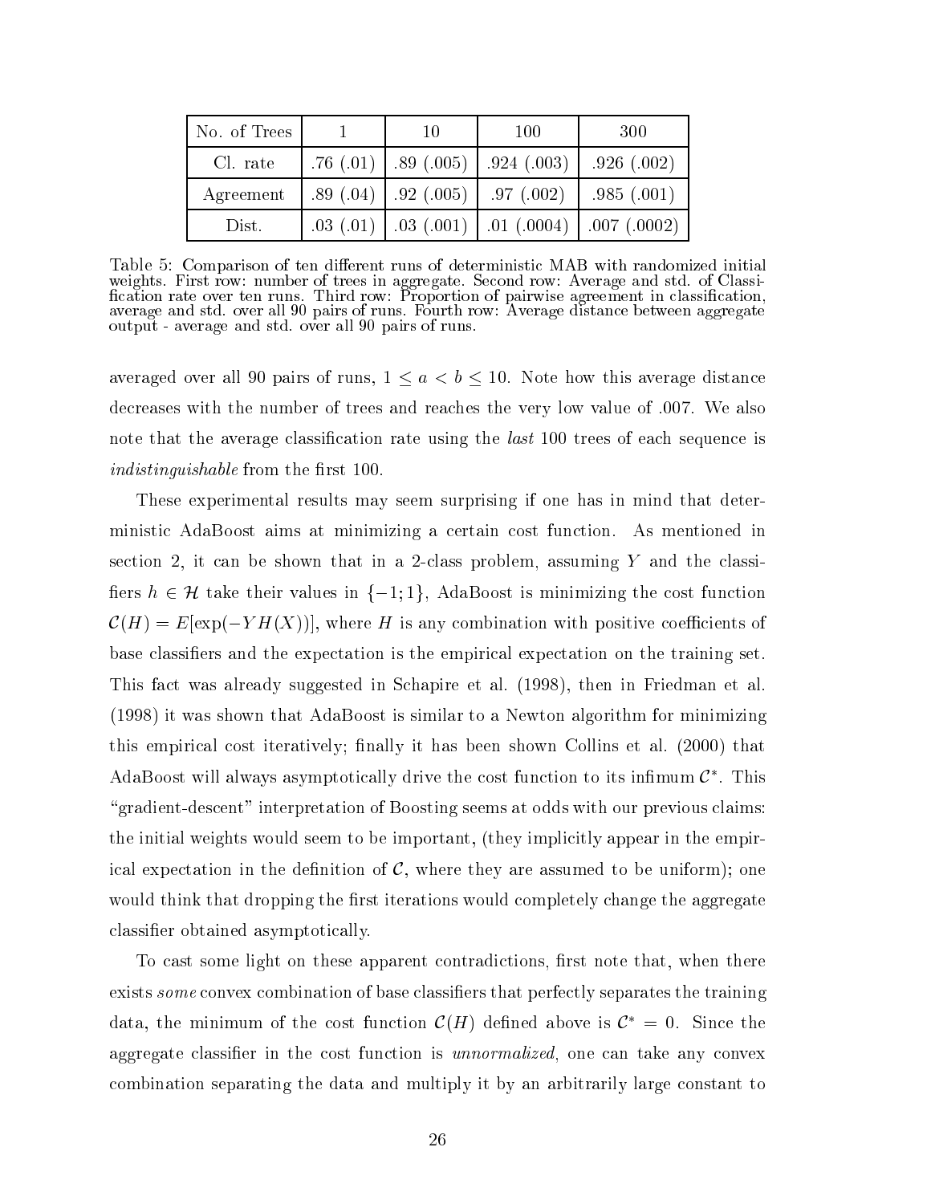| No. of Trees | 1 | 10 | 100 | 300 |
|---|---|---|---|---|
| Cl. rate | .76 (.01) | .89 (.005) | .924 (.003) | .926 (.002) |
| Agreement | .89 (.04) | .92 (.005) | .97 (.002) | .985 (.001) |
| Dist. | .03 (.01) | .03 (.001) | .01 (.0004) | .007 (.0002) |

Table 5: Comparison of ten different runs of deterministic MAB with randomized initial weights. First row: number of trees in aggregate. Second row: Average and std. of Classification rate over ten runs. Third row: Proportion of pairwise agreement in classification, average and std. over all 90 pairs of runs. Fourth row: Average distance between aggregate output - average and std. over all 90 pairs of runs.

averaged over all 90 pairs of runs, $1 \leq a < b \leq 10$. Note how this average distance decreases with the number of trees and reaches the very low value of .007. We also note that the average classification rate using the *last* 100 trees of each sequence is *indistinguishable* from the first 100.

These experimental results may seem surprising if one has in mind that deterministic AdaBoost aims at minimizing a certain cost function. As mentioned in section 2, it can be shown that in a 2-class problem, assuming $Y$ and the classifiers $h \in \mathcal{H}$ take their values in $\{-1; 1\}$, AdaBoost is minimizing the cost function $\mathcal{C}(H) = E[\exp(-YH(X))]$, where $H$ is any combination with positive coefficients of base classifiers and the expectation is the empirical expectation on the training set. This fact was already suggested in Schapire et al. (1998), then in Friedman et al. (1998) it was shown that AdaBoost is similar to a Newton algorithm for minimizing this empirical cost iteratively; finally it has been shown Collins et al. (2000) that AdaBoost will always asymptotically drive the cost function to its infimum $\mathcal{C}^*$. This "gradient-descent" interpretation of Boosting seems at odds with our previous claims: the initial weights would seem to be important, (they implicitly appear in the empirical expectation in the definition of $\mathcal{C}$, where they are assumed to be uniform); one would think that dropping the first iterations would completely change the aggregate classifier obtained asymptotically.

To cast some light on these apparent contradictions, first note that, when there exists *some* convex combination of base classifiers that perfectly separates the training data, the minimum of the cost function $\mathcal{C}(H)$ defined above is $\mathcal{C}^* = 0$. Since the aggregate classifier in the cost function is *unnormalized*, one can take any convex combination separating the data and multiply it by an arbitrarily large constant to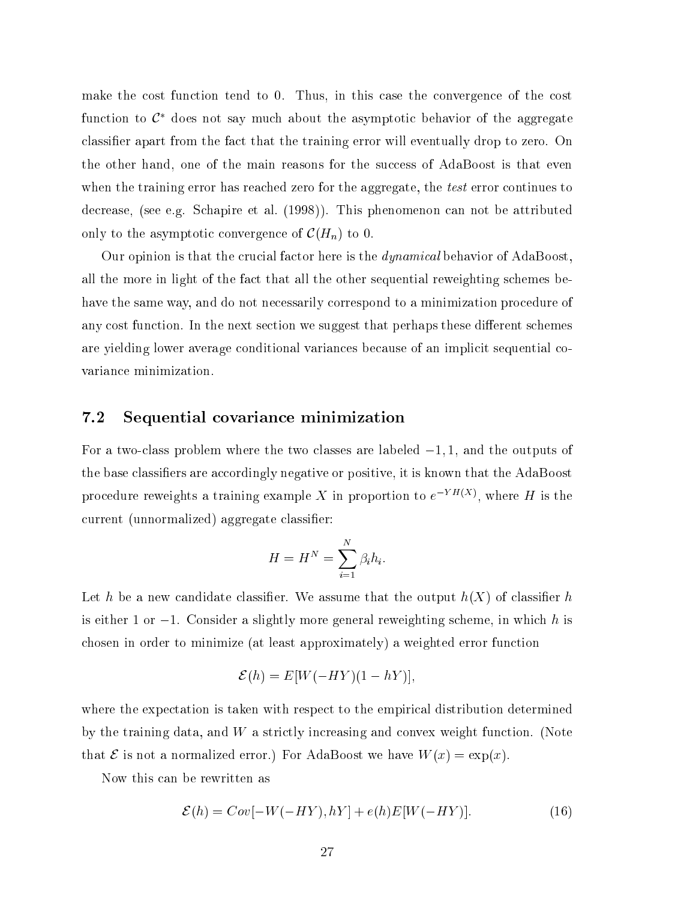make the cost function tend to 0. Thus, in this case the convergence of the cost function to $\mathcal{C}^*$ does not say much about the asymptotic behavior of the aggregate classifier apart from the fact that the training error will eventually drop to zero. On the other hand, one of the main reasons for the success of AdaBoost is that even when the training error has reached zero for the aggregate, the *test* error continues to decrease, (see e.g. Schapire et al. (1998)). This phenomenon can not be attributed only to the asymptotic convergence of $\mathcal{C}(H_n)$ to 0.

Our opinion is that the crucial factor here is the *dynamical* behavior of AdaBoost, all the more in light of the fact that all the other sequential reweighting schemes behave the same way, and do not necessarily correspond to a minimization procedure of any cost function. In the next section we suggest that perhaps these different schemes are yielding lower average conditional variances because of an implicit sequential covariance minimization.

## 7.2 Sequential covariance minimization

For a two-class problem where the two classes are labeled $-1, 1$, and the outputs of the base classifiers are accordingly negative or positive, it is known that the AdaBoost procedure reweights a training example $X$ in proportion to $e^{-YH(X)}$, where $H$ is the current (unnormalized) aggregate classifier:

$$H = H^N = \sum_{i=1}^{N} \beta_i h_i.$$

Let $h$ be a new candidate classifier. We assume that the output $h(X)$ of classifier $h$ is either 1 or $-1$. Consider a slightly more general reweighting scheme, in which $h$ is chosen in order to minimize (at least approximately) a weighted error function

$$\mathcal{E}(h) = E[W(-HY)(1 - hY)],$$

where the expectation is taken with respect to the empirical distribution determined by the training data, and $W$ a strictly increasing and convex weight function. (Note that $\mathcal{E}$ is not a normalized error.) For AdaBoost we have $W(x) = \exp(x)$.

Now this can be rewritten as

$$\mathcal{E}(h) = Cov[-W(-HY), hY] + e(h)E[W(-HY)]. \tag{16}$$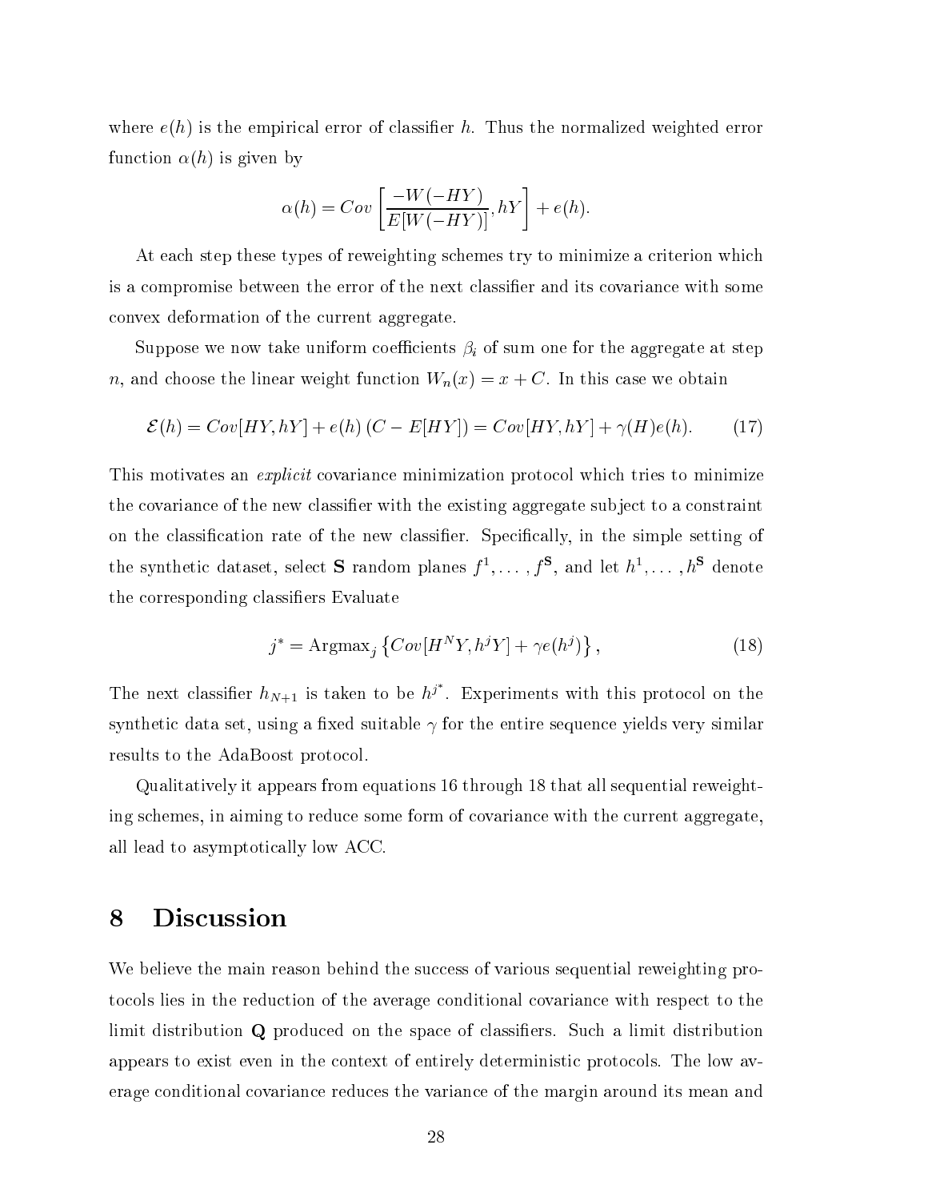where $e(h)$ is the empirical error of classifier $h$. Thus the normalized weighted error function $\alpha(h)$ is given by

$$\alpha(h) = Cov\left[\frac{-W(-HY)}{E[W(-HY)]}, hY\right] + e(h).$$

At each step these types of reweighting schemes try to minimize a criterion which is a compromise between the error of the next classifier and its covariance with some convex deformation of the current aggregate.

Suppose we now take uniform coefficients $\beta_i$ of sum one for the aggregate at step $n$, and choose the linear weight function $W_n(x) = x + C$. In this case we obtain

$$\mathcal{E}(h) = Cov[HY, hY] + e(h)\left(C - E[HY]\right) = Cov[HY, hY] + \gamma(H)e(h). \tag{17}$$

This motivates an *explicit* covariance minimization protocol which tries to minimize the covariance of the new classifier with the existing aggregate subject to a constraint on the classification rate of the new classifier. Specifically, in the simple setting of the synthetic dataset, select $\mathbf{S}$ random planes $f^1, \ldots, f^{\mathbf{S}}$, and let $h^1, \ldots, h^{\mathbf{S}}$ denote the corresponding classifiers Evaluate

$$j^* = \text{Argmax}_j \left\{Cov[H^N Y, h^j Y] + \gamma e(h^j)\right\}, \tag{18}$$

The next classifier $h_{N+1}$ is taken to be $h^{j^*}$. Experiments with this protocol on the synthetic data set, using a fixed suitable $\gamma$ for the entire sequence yields very similar results to the AdaBoost protocol.

Qualitatively it appears from equations 16 through 18 that all sequential reweighting schemes, in aiming to reduce some form of covariance with the current aggregate, all lead to asymptotically low ACC.

# 8 Discussion

We believe the main reason behind the success of various sequential reweighting protocols lies in the reduction of the average conditional covariance with respect to the limit distribution $\mathbf{Q}$ produced on the space of classifiers. Such a limit distribution appears to exist even in the context of entirely deterministic protocols. The low average conditional covariance reduces the variance of the margin around its mean and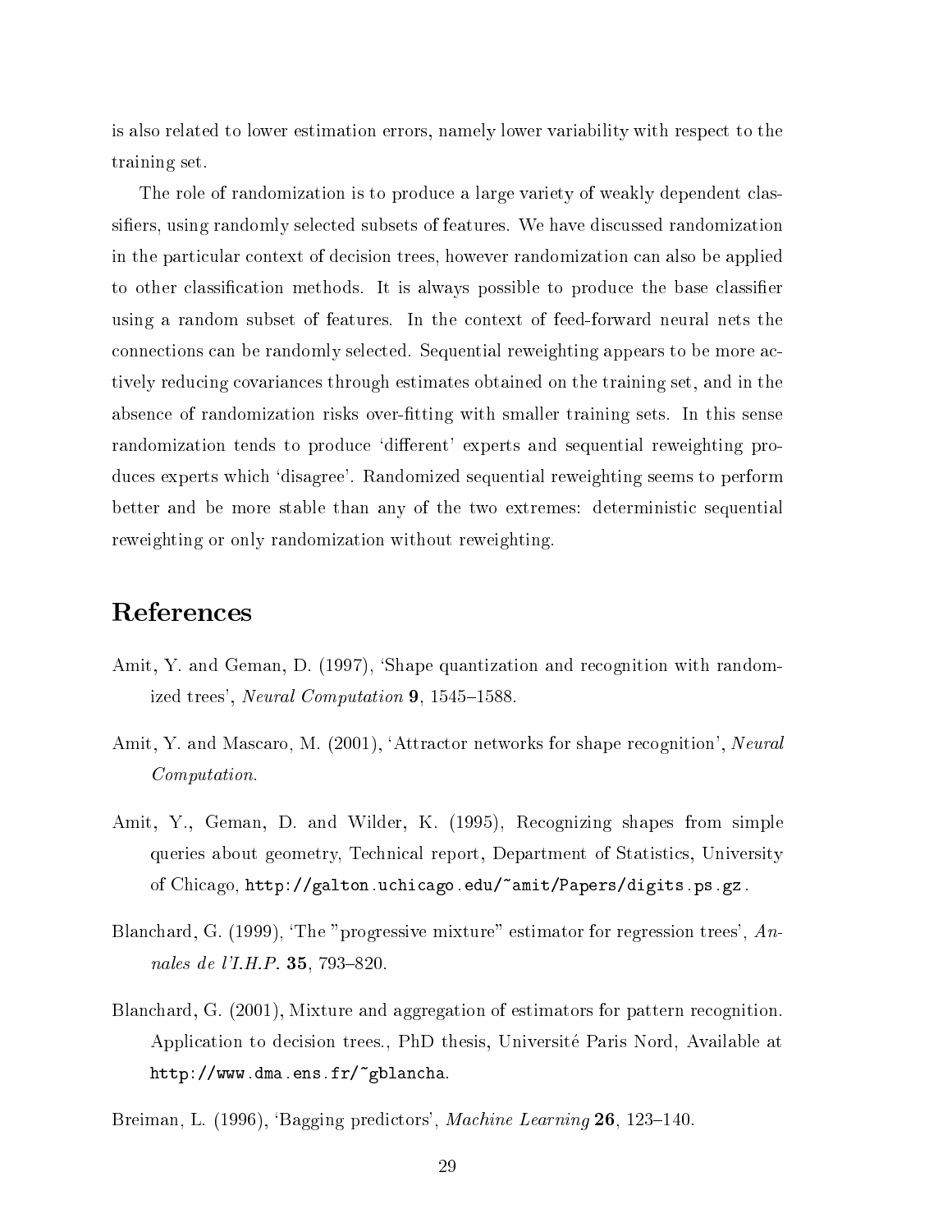is also related to lower estimation errors, namely lower variability with respect to the training set.

The role of randomization is to produce a large variety of weakly dependent classifiers, using randomly selected subsets of features. We have discussed randomization in the particular context of decision trees, however randomization can also be applied to other classification methods. It is always possible to produce the base classifier using a random subset of features. In the context of feed-forward neural nets the connections can be randomly selected. Sequential reweighting appears to be more actively reducing covariances through estimates obtained on the training set, and in the absence of randomization risks over-fitting with smaller training sets. In this sense randomization tends to produce 'different' experts and sequential reweighting produces experts which 'disagree'. Randomized sequential reweighting seems to perform better and be more stable than any of the two extremes: deterministic sequential reweighting or only randomization without reweighting.

# References

Amit, Y. and Geman, D. (1997), 'Shape quantization and recognition with randomized trees', *Neural Computation* **9**, 1545–1588.

Amit, Y. and Mascaro, M. (2001), 'Attractor networks for shape recognition', *Neural Computation*.

Amit, Y., Geman, D. and Wilder, K. (1995), Recognizing shapes from simple queries about geometry, Technical report, Department of Statistics, University of Chicago, `http://galton.uchicago.edu/~amit/Papers/digits.ps.gz`.

Blanchard, G. (1999), 'The "progressive mixture" estimator for regression trees', *Annales de l'I.H.P.* **35**, 793–820.

Blanchard, G. (2001), Mixture and aggregation of estimators for pattern recognition. Application to decision trees., PhD thesis, Université Paris Nord, Available at `http://www.dma.ens.fr/~gblancha`.

Breiman, L. (1996), 'Bagging predictors', *Machine Learning* **26**, 123–140.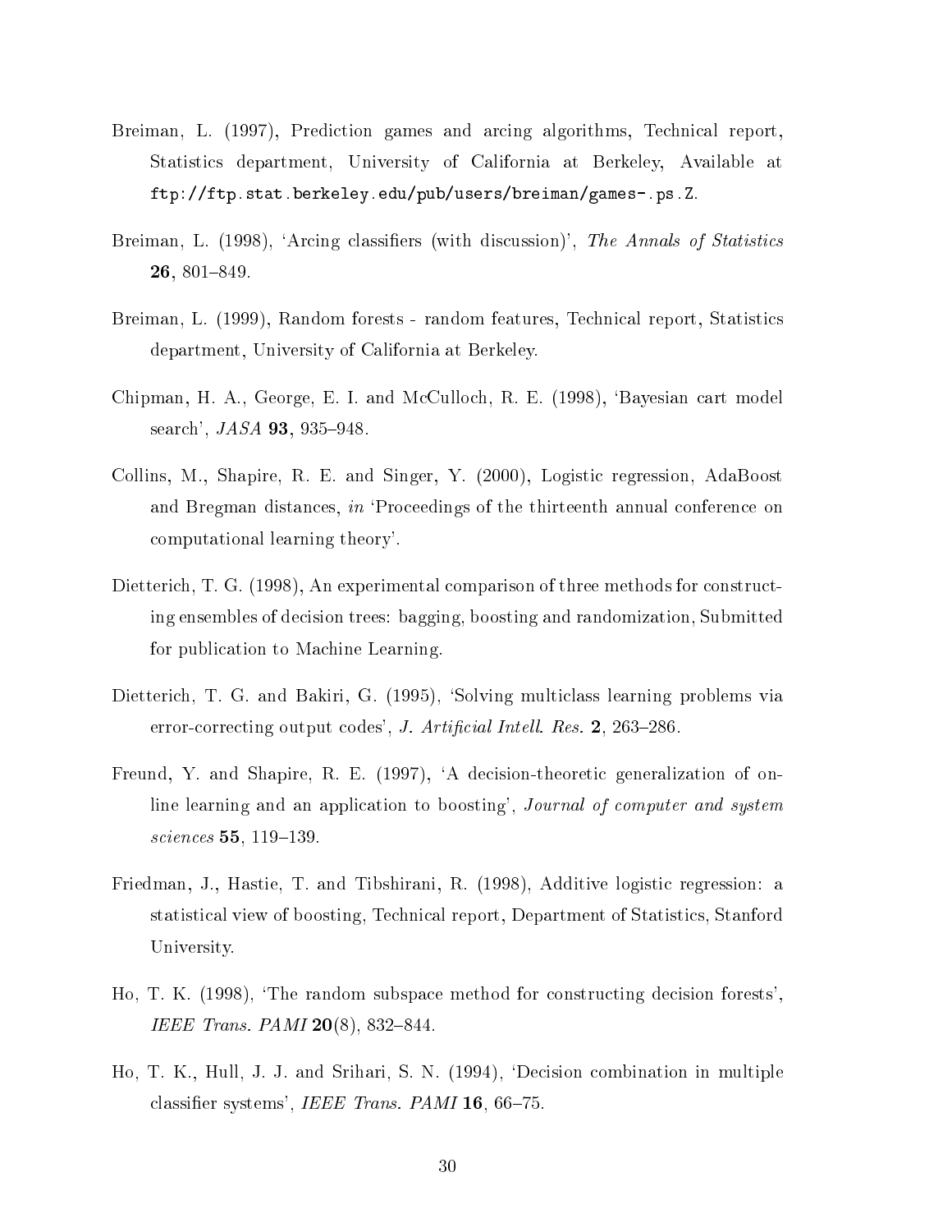Breiman, L. (1997), Prediction games and arcing algorithms, Technical report, Statistics department, University of California at Berkeley, Available at `ftp://ftp.stat.berkeley.edu/pub/users/breiman/games-.ps.Z`.

Breiman, L. (1998), 'Arcing classifiers (with discussion)', *The Annals of Statistics* **26**, 801–849.

Breiman, L. (1999), Random forests - random features, Technical report, Statistics department, University of California at Berkeley.

Chipman, H. A., George, E. I. and McCulloch, R. E. (1998), 'Bayesian cart model search', *JASA* **93**, 935–948.

Collins, M., Shapire, R. E. and Singer, Y. (2000), Logistic regression, AdaBoost and Bregman distances, *in* 'Proceedings of the thirteenth annual conference on computational learning theory'.

Dietterich, T. G. (1998), An experimental comparison of three methods for constructing ensembles of decision trees: bagging, boosting and randomization, Submitted for publication to Machine Learning.

Dietterich, T. G. and Bakiri, G. (1995), 'Solving multiclass learning problems via error-correcting output codes', *J. Artificial Intell. Res.* **2**, 263–286.

Freund, Y. and Shapire, R. E. (1997), 'A decision-theoretic generalization of on-line learning and an application to boosting', *Journal of computer and system sciences* **55**, 119–139.

Friedman, J., Hastie, T. and Tibshirani, R. (1998), Additive logistic regression: a statistical view of boosting, Technical report, Department of Statistics, Stanford University.

Ho, T. K. (1998), 'The random subspace method for constructing decision forests', *IEEE Trans. PAMI* **20**(8), 832–844.

Ho, T. K., Hull, J. J. and Srihari, S. N. (1994), 'Decision combination in multiple classifier systems', *IEEE Trans. PAMI* **16**, 66–75.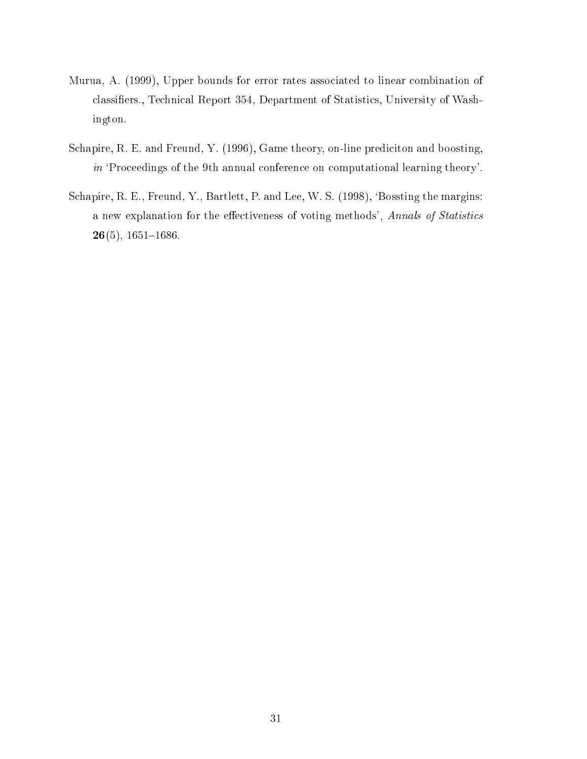Murua, A. (1999), Upper bounds for error rates associated to linear combination of classifiers., Technical Report 354, Department of Statistics, University of Washington.

Schapire, R. E. and Freund, Y. (1996), Game theory, on-line prediciton and boosting, *in* 'Proceedings of the 9th annual conference on computational learning theory'.

Schapire, R. E., Freund, Y., Bartlett, P. and Lee, W. S. (1998), 'Bossting the margins: a new explanation for the effectiveness of voting methods', *Annals of Statistics* **26**(5), 1651–1686.